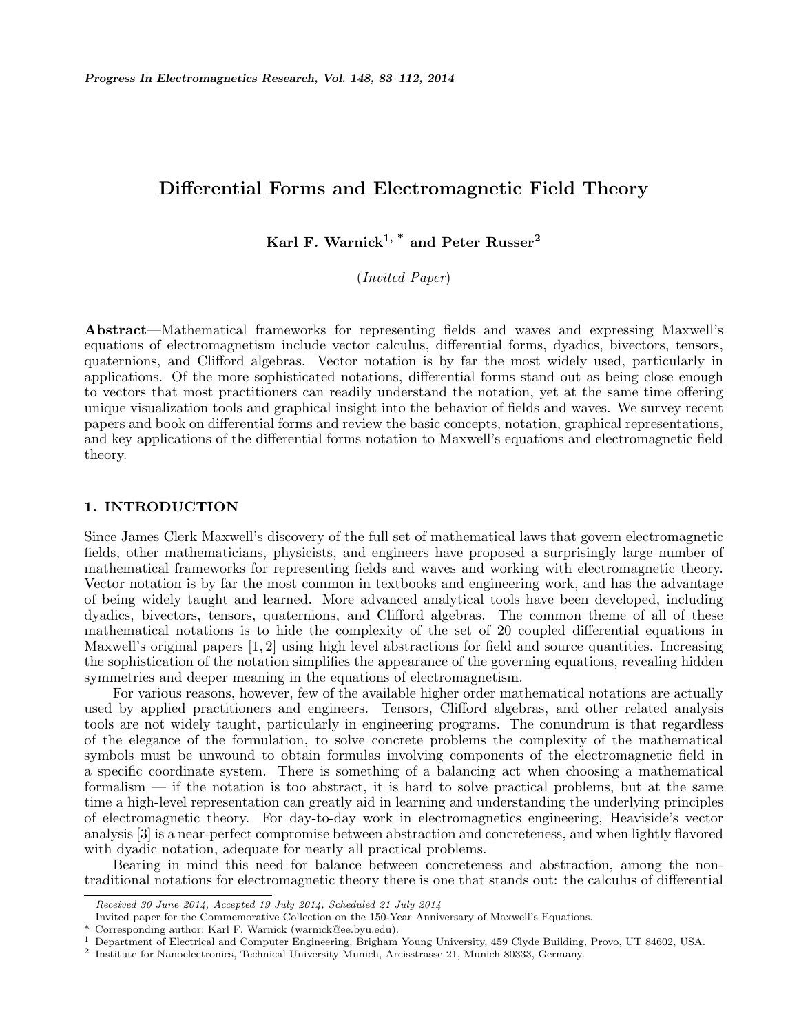// Differential Forms and Electromagnetic Field Theory

**Karl F. Warnick[1, *] and Peter Russer[2]**

*(Invited Paper)*

**Abstract**—Mathematical frameworks for representing fields and waves and expressing Maxwell's equations of electromagnetism include vector calculus, differential forms, dyadics, bivectors, tensors, quaternions, and Clifford algebras. Vector notation is by far the most widely used, particularly in applications. Of the more sophisticated notations, differential forms stand out as being close enough to vectors that most practitioners can readily understand the notation, yet at the same time offering unique visualization tools and graphical insight into the behavior of fields and waves. We survey recent papers and book on differential forms and review the basic concepts, notation, graphical representations, and key applications of the differential forms notation to Maxwell's equations and electromagnetic field theory.

## 1. INTRODUCTION

Since James Clerk Maxwell's discovery of the full set of mathematical laws that govern electromagnetic fields, other mathematicians, physicists, and engineers have proposed a surprisingly large number of mathematical frameworks for representing fields and waves and working with electromagnetic theory. Vector notation is by far the most common in textbooks and engineering work, and has the advantage of being widely taught and learned. More advanced analytical tools have been developed, including dyadics, bivectors, tensors, quaternions, and Clifford algebras. The common theme of all of these mathematical notations is to hide the complexity of the set of 20 coupled differential equations in Maxwell's original papers [1, 2] using high level abstractions for field and source quantities. Increasing the sophistication of the notation simplifies the appearance of the governing equations, revealing hidden symmetries and deeper meaning in the equations of electromagnetism.

For various reasons, however, few of the available higher order mathematical notations are actually used by applied practitioners and engineers. Tensors, Clifford algebras, and other related analysis tools are not widely taught, particularly in engineering programs. The conundrum is that regardless of the elegance of the formulation, to solve concrete problems the complexity of the mathematical symbols must be unwound to obtain formulas involving components of the electromagnetic field in a specific coordinate system. There is something of a balancing act when choosing a mathematical formalism — if the notation is too abstract, it is hard to solve practical problems, but at the same time a high-level representation can greatly aid in learning and understanding the underlying principles of electromagnetic theory. For day-to-day work in electromagnetics engineering, Heaviside's vector analysis [3] is a near-perfect compromise between abstraction and concreteness, and when lightly flavored with dyadic notation, adequate for nearly all practical problems.

Bearing in mind this need for balance between concreteness and abstraction, among the non-traditional notations for electromagnetic theory there is one that stands out: the calculus of differential

---

*Received 30 June 2014, Accepted 19 July 2014, Scheduled 21 July 2014*

Invited paper for the Commemorative Collection on the 150-Year Anniversary of Maxwell's Equations.

\* Corresponding author: Karl F. Warnick (warnick@ee.byu.edu).

[1] Department of Electrical and Computer Engineering, Brigham Young University, 459 Clyde Building, Provo, UT 84602, USA.

[2] Institute for Nanoelectronics, Technical University Munich, Arcisstrasse 21, Munich 80333, Germany.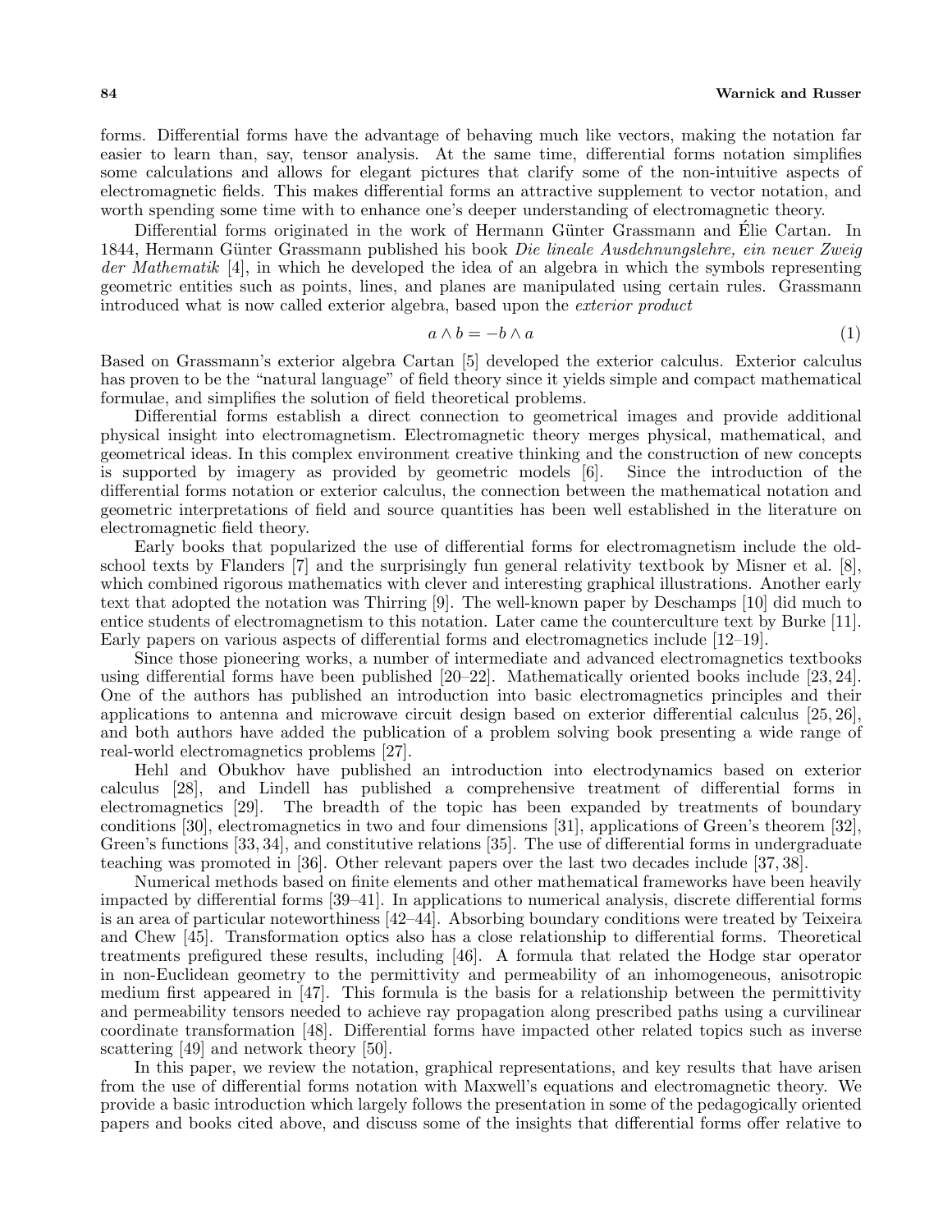forms. Differential forms have the advantage of behaving much like vectors, making the notation far easier to learn than, say, tensor analysis. At the same time, differential forms notation simplifies some calculations and allows for elegant pictures that clarify some of the non-intuitive aspects of electromagnetic fields. This makes differential forms an attractive supplement to vector notation, and worth spending some time with to enhance one's deeper understanding of electromagnetic theory.

Differential forms originated in the work of Hermann Günter Grassmann and Élie Cartan. In 1844, Hermann Günter Grassmann published his book *Die lineale Ausdehnungslehre, ein neuer Zweig der Mathematik* [4], in which he developed the idea of an algebra in which the symbols representing geometric entities such as points, lines, and planes are manipulated using certain rules. Grassmann introduced what is now called exterior algebra, based upon the *exterior product*

$$a \wedge b = -b \wedge a \tag{1}$$

Based on Grassmann's exterior algebra Cartan [5] developed the exterior calculus. Exterior calculus has proven to be the "natural language" of field theory since it yields simple and compact mathematical formulae, and simplifies the solution of field theoretical problems.

Differential forms establish a direct connection to geometrical images and provide additional physical insight into electromagnetism. Electromagnetic theory merges physical, mathematical, and geometrical ideas. In this complex environment creative thinking and the construction of new concepts is supported by imagery as provided by geometric models [6]. Since the introduction of the differential forms notation or exterior calculus, the connection between the mathematical notation and geometric interpretations of field and source quantities has been well established in the literature on electromagnetic field theory.

Early books that popularized the use of differential forms for electromagnetism include the old-school texts by Flanders [7] and the surprisingly fun general relativity textbook by Misner et al. [8], which combined rigorous mathematics with clever and interesting graphical illustrations. Another early text that adopted the notation was Thirring [9]. The well-known paper by Deschamps [10] did much to entice students of electromagnetism to this notation. Later came the counterculture text by Burke [11]. Early papers on various aspects of differential forms and electromagnetics include [12–19].

Since those pioneering works, a number of intermediate and advanced electromagnetics textbooks using differential forms have been published [20–22]. Mathematically oriented books include [23, 24]. One of the authors has published an introduction into basic electromagnetics principles and their applications to antenna and microwave circuit design based on exterior differential calculus [25, 26], and both authors have added the publication of a problem solving book presenting a wide range of real-world electromagnetics problems [27].

Hehl and Obukhov have published an introduction into electrodynamics based on exterior calculus [28], and Lindell has published a comprehensive treatment of differential forms in electromagnetics [29]. The breadth of the topic has been expanded by treatments of boundary conditions [30], electromagnetics in two and four dimensions [31], applications of Green's theorem [32], Green's functions [33, 34], and constitutive relations [35]. The use of differential forms in undergraduate teaching was promoted in [36]. Other relevant papers over the last two decades include [37, 38].

Numerical methods based on finite elements and other mathematical frameworks have been heavily impacted by differential forms [39–41]. In applications to numerical analysis, discrete differential forms is an area of particular noteworthiness [42–44]. Absorbing boundary conditions were treated by Teixeira and Chew [45]. Transformation optics also has a close relationship to differential forms. Theoretical treatments prefigured these results, including [46]. A formula that related the Hodge star operator in non-Euclidean geometry to the permittivity and permeability of an inhomogeneous, anisotropic medium first appeared in [47]. This formula is the basis for a relationship between the permittivity and permeability tensors needed to achieve ray propagation along prescribed paths using a curvilinear coordinate transformation [48]. Differential forms have impacted other related topics such as inverse scattering [49] and network theory [50].

In this paper, we review the notation, graphical representations, and key results that have arisen from the use of differential forms notation with Maxwell's equations and electromagnetic theory. We provide a basic introduction which largely follows the presentation in some of the pedagogically oriented papers and books cited above, and discuss some of the insights that differential forms offer relative to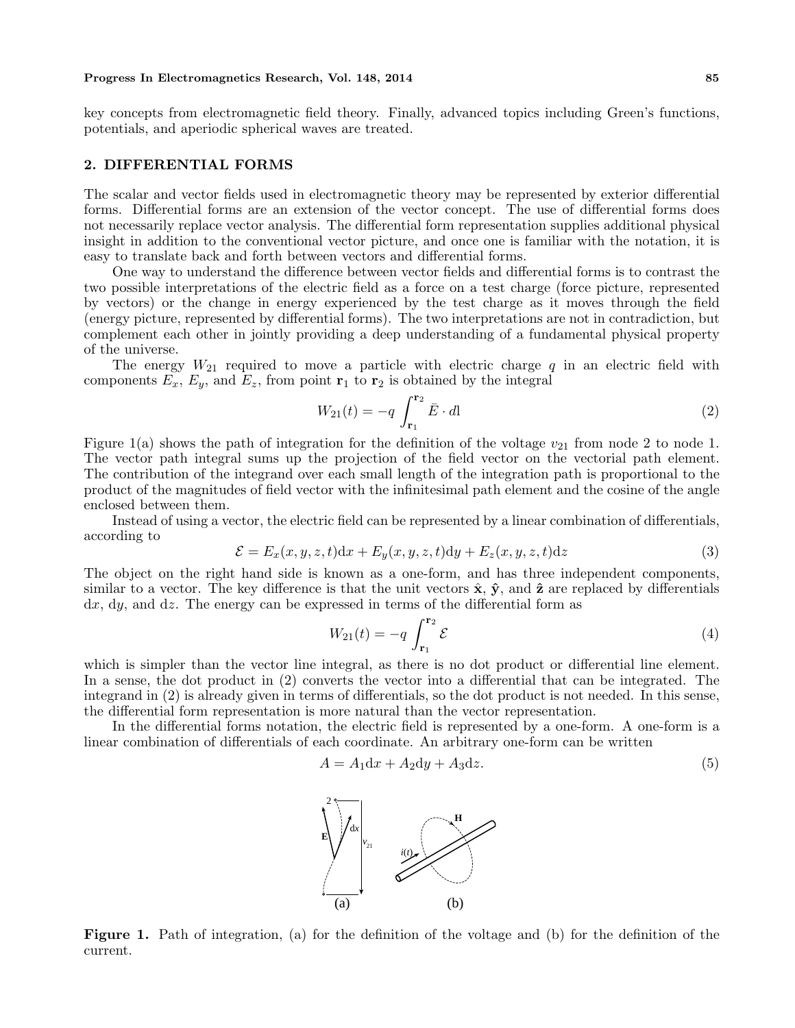key concepts from electromagnetic field theory. Finally, advanced topics including Green's functions, potentials, and aperiodic spherical waves are treated.

## 2. DIFFERENTIAL FORMS

The scalar and vector fields used in electromagnetic theory may be represented by exterior differential forms. Differential forms are an extension of the vector concept. The use of differential forms does not necessarily replace vector analysis. The differential form representation supplies additional physical insight in addition to the conventional vector picture, and once one is familiar with the notation, it is easy to translate back and forth between vectors and differential forms.

One way to understand the difference between vector fields and differential forms is to contrast the two possible interpretations of the electric field as a force on a test charge (force picture, represented by vectors) or the change in energy experienced by the test charge as it moves through the field (energy picture, represented by differential forms). The two interpretations are not in contradiction, but complement each other in jointly providing a deep understanding of a fundamental physical property of the universe.

The energy $W_{21}$ required to move a particle with electric charge $q$ in an electric field with components $E_x$, $E_y$, and $E_z$, from point $\mathbf{r}_1$ to $\mathbf{r}_2$ is obtained by the integral

$$W_{21}(t) = -q \int_{\mathbf{r}_1}^{\mathbf{r}_2} \bar{E} \cdot d\mathrm{l} \tag{2}$$

Figure 1(a) shows the path of integration for the definition of the voltage $v_{21}$ from node 2 to node 1. The vector path integral sums up the projection of the field vector on the vectorial path element. The contribution of the integrand over each small length of the integration path is proportional to the product of the magnitudes of field vector with the infinitesimal path element and the cosine of the angle enclosed between them.

Instead of using a vector, the electric field can be represented by a linear combination of differentials, according to

$$\mathcal{E} = E_x(x, y, z, t)\mathrm{d}x + E_y(x, y, z, t)\mathrm{d}y + E_z(x, y, z, t)\mathrm{d}z \tag{3}$$

The object on the right hand side is known as a one-form, and has three independent components, similar to a vector. The key difference is that the unit vectors $\hat{\mathbf{x}}$, $\hat{\mathbf{y}}$, and $\hat{\mathbf{z}}$ are replaced by differentials $\mathrm{d}x$, $\mathrm{d}y$, and $\mathrm{d}z$. The energy can be expressed in terms of the differential form as

$$W_{21}(t) = -q \int_{\mathbf{r}_1}^{\mathbf{r}_2} \mathcal{E} \tag{4}$$

which is simpler than the vector line integral, as there is no dot product or differential line element. In a sense, the dot product in (2) converts the vector into a differential that can be integrated. The integrand in (2) is already given in terms of differentials, so the dot product is not needed. In this sense, the differential form representation is more natural than the vector representation.

In the differential forms notation, the electric field is represented by a one-form. A one-form is a linear combination of differentials of each coordinate. An arbitrary one-form can be written

$$A = A_1\mathrm{d}x + A_2\mathrm{d}y + A_3\mathrm{d}z. \tag{5}$$

**Figure 1.** Path of integration, (a) for the definition of the voltage and (b) for the definition of the current.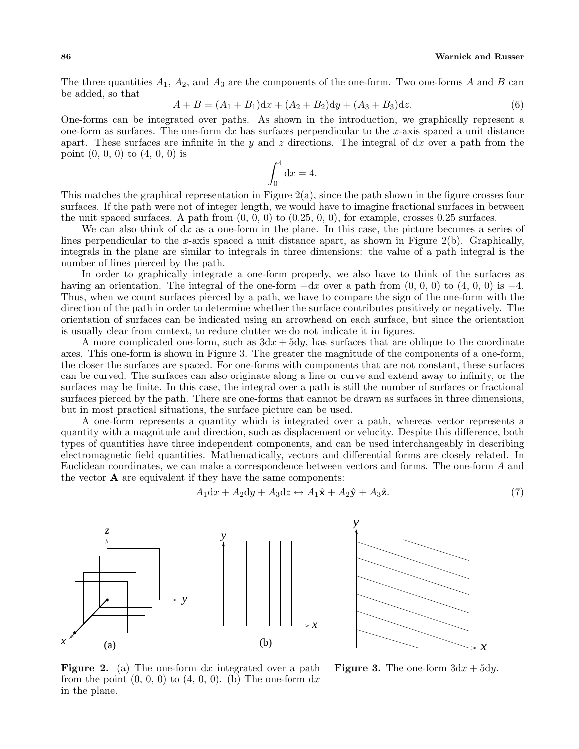The three quantities $A_1$, $A_2$, and $A_3$ are the components of the one-form. Two one-forms $A$ and $B$ can be added, so that

$$A + B = (A_1 + B_1)\mathrm{d}x + (A_2 + B_2)\mathrm{d}y + (A_3 + B_3)\mathrm{d}z. \tag{6}$$

One-forms can be integrated over paths. As shown in the introduction, we graphically represent a one-form as surfaces. The one-form $\mathrm{d}x$ has surfaces perpendicular to the $x$-axis spaced a unit distance apart. These surfaces are infinite in the $y$ and $z$ directions. The integral of $\mathrm{d}x$ over a path from the point (0, 0, 0) to (4, 0, 0) is

$$\int_0^4 \mathrm{d}x = 4.$$

This matches the graphical representation in Figure 2(a), since the path shown in the figure crosses four surfaces. If the path were not of integer length, we would have to imagine fractional surfaces in between the unit spaced surfaces. A path from (0, 0, 0) to (0.25, 0, 0), for example, crosses 0.25 surfaces.

We can also think of $\mathrm{d}x$ as a one-form in the plane. In this case, the picture becomes a series of lines perpendicular to the $x$-axis spaced a unit distance apart, as shown in Figure 2(b). Graphically, integrals in the plane are similar to integrals in three dimensions: the value of a path integral is the number of lines pierced by the path.

In order to graphically integrate a one-form properly, we also have to think of the surfaces as having an orientation. The integral of the one-form $-\mathrm{d}x$ over a path from (0, 0, 0) to (4, 0, 0) is $-4$. Thus, when we count surfaces pierced by a path, we have to compare the sign of the one-form with the direction of the path in order to determine whether the surface contributes positively or negatively. The orientation of surfaces can be indicated using an arrowhead on each surface, but since the orientation is usually clear from context, to reduce clutter we do not indicate it in figures.

A more complicated one-form, such as $3\mathrm{d}x + 5\mathrm{d}y$, has surfaces that are oblique to the coordinate axes. This one-form is shown in Figure 3. The greater the magnitude of the components of a one-form, the closer the surfaces are spaced. For one-forms with components that are not constant, these surfaces can be curved. The surfaces can also originate along a line or curve and extend away to infinity, or the surfaces may be finite. In this case, the integral over a path is still the number of surfaces or fractional surfaces pierced by the path. There are one-forms that cannot be drawn as surfaces in three dimensions, but in most practical situations, the surface picture can be used.

A one-form represents a quantity which is integrated over a path, whereas vector represents a quantity with a magnitude and direction, such as displacement or velocity. Despite this difference, both types of quantities have three independent components, and can be used interchangeably in describing electromagnetic field quantities. Mathematically, vectors and differential forms are closely related. In Euclidean coordinates, we can make a correspondence between vectors and forms. The one-form $A$ and the vector $\mathbf{A}$ are equivalent if they have the same components:

$$A_1\mathrm{d}x + A_2\mathrm{d}y + A_3\mathrm{d}z \leftrightarrow A_1\hat{\mathbf{x}} + A_2\hat{\mathbf{y}} + A_3\hat{\mathbf{z}}. \tag{7}$$

**Figure 2.** (a) The one-form $\mathrm{d}x$ integrated over a path from the point (0, 0, 0) to (4, 0, 0). (b) The one-form $\mathrm{d}x$ in the plane.

**Figure 3.** The one-form $3\mathrm{d}x + 5\mathrm{d}y$.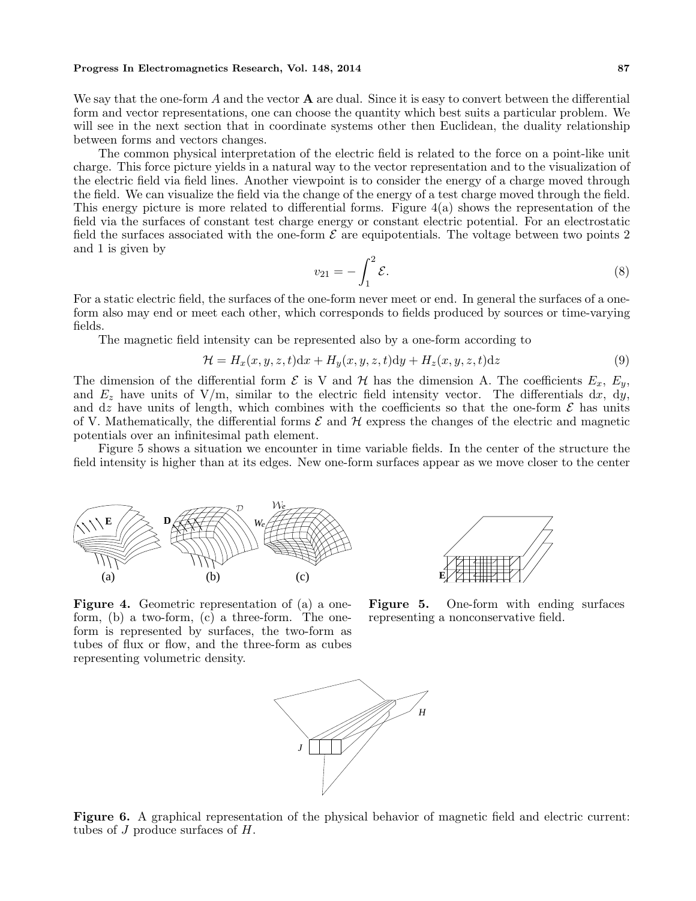We say that the one-form $A$ and the vector $\mathbf{A}$ are dual. Since it is easy to convert between the differential form and vector representations, one can choose the quantity which best suits a particular problem. We will see in the next section that in coordinate systems other then Euclidean, the duality relationship between forms and vectors changes.

The common physical interpretation of the electric field is related to the force on a point-like unit charge. This force picture yields in a natural way to the vector representation and to the visualization of the electric field via field lines. Another viewpoint is to consider the energy of a charge moved through the field. We can visualize the field via the change of the energy of a test charge moved through the field. This energy picture is more related to differential forms. Figure 4(a) shows the representation of the field via the surfaces of constant test charge energy or constant electric potential. For an electrostatic field the surfaces associated with the one-form $\mathcal{E}$ are equipotentials. The voltage between two points 2 and 1 is given by

$$v_{21} = -\int_1^2 \mathcal{E}. \tag{8}$$

For a static electric field, the surfaces of the one-form never meet or end. In general the surfaces of a one-form also may end or meet each other, which corresponds to fields produced by sources or time-varying fields.

The magnetic field intensity can be represented also by a one-form according to

$$\mathcal{H} = H_x(x, y, z, t)\mathrm{d}x + H_y(x, y, z, t)\mathrm{d}y + H_z(x, y, z, t)\mathrm{d}z \tag{9}$$

The dimension of the differential form $\mathcal{E}$ is V and $\mathcal{H}$ has the dimension A. The coefficients $E_x$, $E_y$, and $E_z$ have units of V/m, similar to the electric field intensity vector. The differentials $\mathrm{d}x$, $\mathrm{d}y$, and $\mathrm{d}z$ have units of length, which combines with the coefficients so that the one-form $\mathcal{E}$ has units of V. Mathematically, the differential forms $\mathcal{E}$ and $\mathcal{H}$ express the changes of the electric and magnetic potentials over an infinitesimal path element.

Figure 5 shows a situation we encounter in time variable fields. In the center of the structure the field intensity is higher than at its edges. New one-form surfaces appear as we move closer to the center

**Figure 4.** Geometric representation of (a) a one-form, (b) a two-form, (c) a three-form. The one-form is represented by surfaces, the two-form as tubes of flux or flow, and the three-form as cubes representing volumetric density.

**Figure 5.** One-form with ending surfaces representing a nonconservative field.

**Figure 6.** A graphical representation of the physical behavior of magnetic field and electric current: tubes of $J$ produce surfaces of $H$.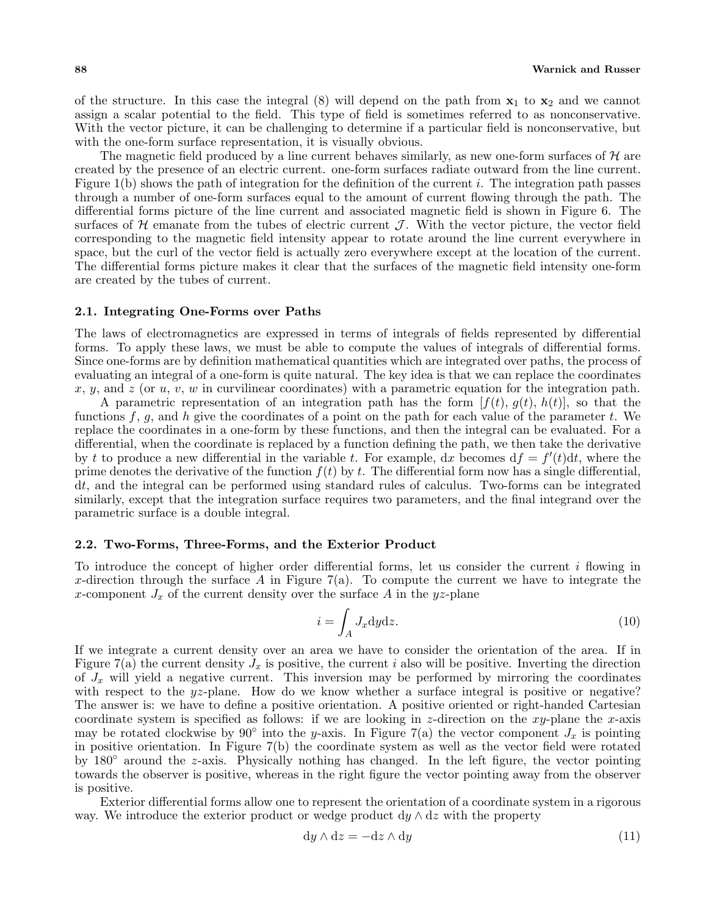of the structure. In this case the integral (8) will depend on the path from $\mathbf{x}_1$ to $\mathbf{x}_2$ and we cannot assign a scalar potential to the field. This type of field is sometimes referred to as nonconservative. With the vector picture, it can be challenging to determine if a particular field is nonconservative, but with the one-form surface representation, it is visually obvious.

The magnetic field produced by a line current behaves similarly, as new one-form surfaces of $\mathcal{H}$ are created by the presence of an electric current. one-form surfaces radiate outward from the line current. Figure 1(b) shows the path of integration for the definition of the current $i$. The integration path passes through a number of one-form surfaces equal to the amount of current flowing through the path. The differential forms picture of the line current and associated magnetic field is shown in Figure 6. The surfaces of $\mathcal{H}$ emanate from the tubes of electric current $\mathcal{J}$. With the vector picture, the vector field corresponding to the magnetic field intensity appear to rotate around the line current everywhere in space, but the curl of the vector field is actually zero everywhere except at the location of the current. The differential forms picture makes it clear that the surfaces of the magnetic field intensity one-form are created by the tubes of current.

### 2.1. Integrating One-Forms over Paths

The laws of electromagnetics are expressed in terms of integrals of fields represented by differential forms. To apply these laws, we must be able to compute the values of integrals of differential forms. Since one-forms are by definition mathematical quantities which are integrated over paths, the process of evaluating an integral of a one-form is quite natural. The key idea is that we can replace the coordinates $x$, $y$, and $z$ (or $u$, $v$, $w$ in curvilinear coordinates) with a parametric equation for the integration path.

A parametric representation of an integration path has the form $[f(t), g(t), h(t)]$, so that the functions $f$, $g$, and $h$ give the coordinates of a point on the path for each value of the parameter $t$. We replace the coordinates in a one-form by these functions, and then the integral can be evaluated. For a differential, when the coordinate is replaced by a function defining the path, we then take the derivative by $t$ to produce a new differential in the variable $t$. For example, $\mathrm{d}x$ becomes $\mathrm{d}f = f'(t)\mathrm{d}t$, where the prime denotes the derivative of the function $f(t)$ by $t$. The differential form now has a single differential, $\mathrm{d}t$, and the integral can be performed using standard rules of calculus. Two-forms can be integrated similarly, except that the integration surface requires two parameters, and the final integrand over the parametric surface is a double integral.

### 2.2. Two-Forms, Three-Forms, and the Exterior Product

To introduce the concept of higher order differential forms, let us consider the current $i$ flowing in $x$-direction through the surface $A$ in Figure 7(a). To compute the current we have to integrate the $x$-component $J_x$ of the current density over the surface $A$ in the $yz$-plane

$$i = \int_A J_x \mathrm{d}y\mathrm{d}z. \tag{10}$$

If we integrate a current density over an area we have to consider the orientation of the area. If in Figure 7(a) the current density $J_x$ is positive, the current $i$ also will be positive. Inverting the direction of $J_x$ will yield a negative current. This inversion may be performed by mirroring the coordinates with respect to the $yz$-plane. How do we know whether a surface integral is positive or negative? The answer is: we have to define a positive orientation. A positive oriented or right-handed Cartesian coordinate system is specified as follows: if we are looking in $z$-direction on the $xy$-plane the $x$-axis may be rotated clockwise by 90° into the $y$-axis. In Figure 7(a) the vector component $J_x$ is pointing in positive orientation. In Figure 7(b) the coordinate system as well as the vector field were rotated by 180° around the $z$-axis. Physically nothing has changed. In the left figure, the vector pointing towards the observer is positive, whereas in the right figure the vector pointing away from the observer is positive.

Exterior differential forms allow one to represent the orientation of a coordinate system in a rigorous way. We introduce the exterior product or wedge product $\mathrm{d}y \wedge \mathrm{d}z$ with the property

$$\mathrm{d}y \wedge \mathrm{d}z = -\mathrm{d}z \wedge \mathrm{d}y \tag{11}$$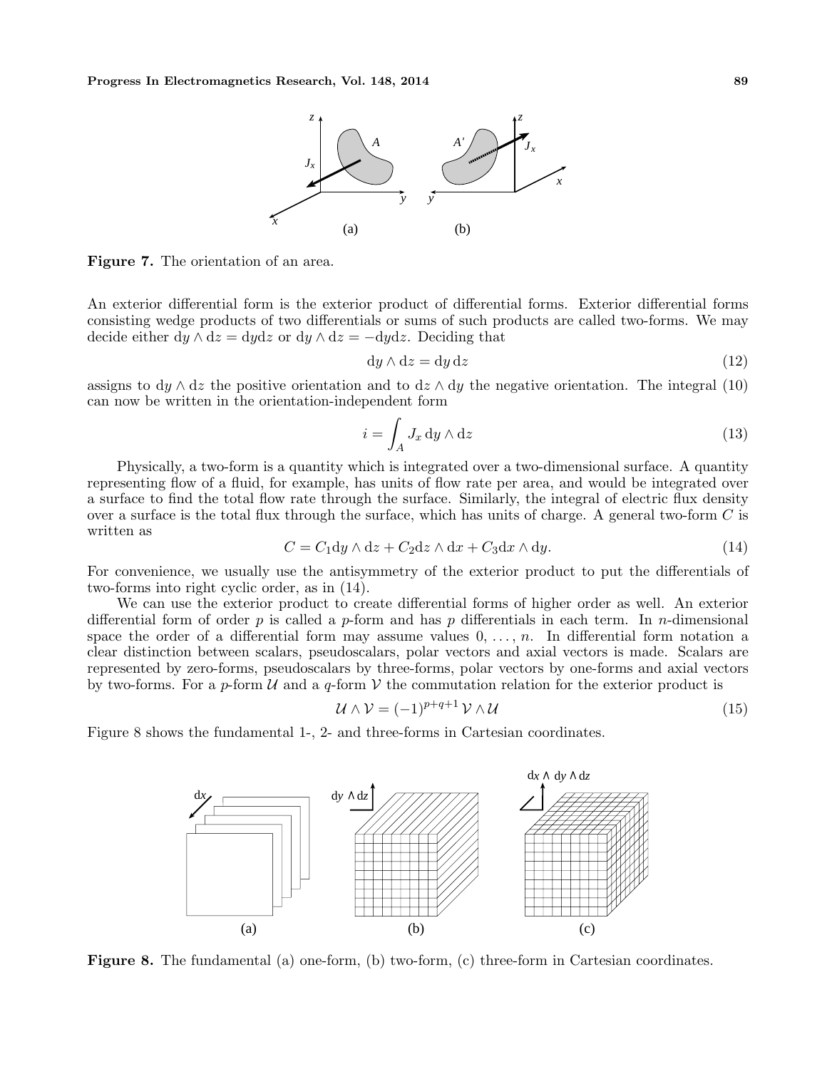Figure 7. The orientation of an area.

An exterior differential form is the exterior product of differential forms. Exterior differential forms consisting wedge products of two differentials or sums of such products are called two-forms. We may decide either $\mathrm{d}y \wedge \mathrm{d}z = \mathrm{d}y\mathrm{d}z$ or $\mathrm{d}y \wedge \mathrm{d}z = -\mathrm{d}y\mathrm{d}z$. Deciding that

$$\mathrm{d}y \wedge \mathrm{d}z = \mathrm{d}y\, \mathrm{d}z \tag{12}$$

assigns to $\mathrm{d}y \wedge \mathrm{d}z$ the positive orientation and to $\mathrm{d}z \wedge \mathrm{d}y$ the negative orientation. The integral (10) can now be written in the orientation-independent form

$$i = \int_A J_x \,\mathrm{d}y \wedge \mathrm{d}z \tag{13}$$

Physically, a two-form is a quantity which is integrated over a two-dimensional surface. A quantity representing flow of a fluid, for example, has units of flow rate per area, and would be integrated over a surface to find the total flow rate through the surface. Similarly, the integral of electric flux density over a surface is the total flux through the surface, which has units of charge. A general two-form $C$ is written as

$$C = C_1 \mathrm{d}y \wedge \mathrm{d}z + C_2 \mathrm{d}z \wedge \mathrm{d}x + C_3 \mathrm{d}x \wedge \mathrm{d}y. \tag{14}$$

For convenience, we usually use the antisymmetry of the exterior product to put the differentials of two-forms into right cyclic order, as in (14).

We can use the exterior product to create differential forms of higher order as well. An exterior differential form of order $p$ is called a $p$-form and has $p$ differentials in each term. In $n$-dimensional space the order of a differential form may assume values $0, \ldots, n$. In differential form notation a clear distinction between scalars, pseudoscalars, polar vectors and axial vectors is made. Scalars are represented by zero-forms, pseudoscalars by three-forms, polar vectors by one-forms and axial vectors by two-forms. For a $p$-form $\mathcal{U}$ and a $q$-form $\mathcal{V}$ the commutation relation for the exterior product is

$$\mathcal{U} \wedge \mathcal{V} = (-1)^{p+q+1}\, \mathcal{V} \wedge \mathcal{U} \tag{15}$$

Figure 8 shows the fundamental 1-, 2- and three-forms in Cartesian coordinates.

Figure 8. The fundamental (a) one-form, (b) two-form, (c) three-form in Cartesian coordinates.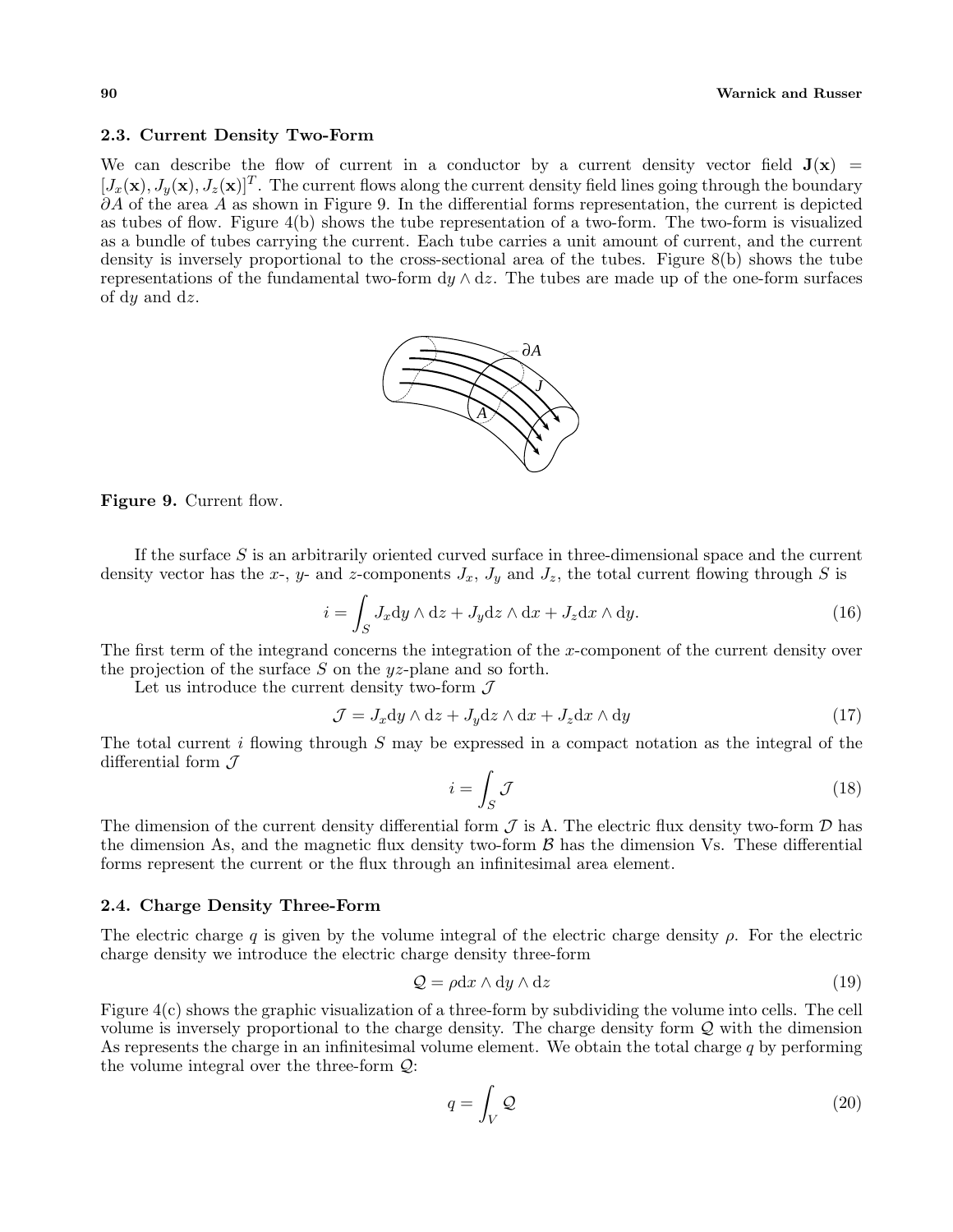### 2.3. Current Density Two-Form

We can describe the flow of current in a conductor by a current density vector field $\mathbf{J}(\mathbf{x}) = [J_x(\mathbf{x}), J_y(\mathbf{x}), J_z(\mathbf{x})]^T$. The current flows along the current density field lines going through the boundary $\partial A$ of the area $A$ as shown in Figure 9. In the differential forms representation, the current is depicted as tubes of flow. Figure 4(b) shows the tube representation of a two-form. The two-form is visualized as a bundle of tubes carrying the current. Each tube carries a unit amount of current, and the current density is inversely proportional to the cross-sectional area of the tubes. Figure 8(b) shows the tube representations of the fundamental two-form $\mathrm{d}y \wedge \mathrm{d}z$. The tubes are made up of the one-form surfaces of $\mathrm{d}y$ and $\mathrm{d}z$.

**Figure 9.** Current flow.

If the surface $S$ is an arbitrarily oriented curved surface in three-dimensional space and the current density vector has the $x$-, $y$- and $z$-components $J_x$, $J_y$ and $J_z$, the total current flowing through $S$ is

$$i = \int_S J_x \mathrm{d}y \wedge \mathrm{d}z + J_y \mathrm{d}z \wedge \mathrm{d}x + J_z \mathrm{d}x \wedge \mathrm{d}y. \tag{16}$$

The first term of the integrand concerns the integration of the $x$-component of the current density over the projection of the surface $S$ on the $yz$-plane and so forth.

Let us introduce the current density two-form $\mathcal{J}$

$$\mathcal{J} = J_x \mathrm{d}y \wedge \mathrm{d}z + J_y \mathrm{d}z \wedge \mathrm{d}x + J_z \mathrm{d}x \wedge \mathrm{d}y \tag{17}$$

The total current $i$ flowing through $S$ may be expressed in a compact notation as the integral of the differential form $\mathcal{J}$

$$i = \int_S \mathcal{J} \tag{18}$$

The dimension of the current density differential form $\mathcal{J}$ is A. The electric flux density two-form $\mathcal{D}$ has the dimension As, and the magnetic flux density two-form $\mathcal{B}$ has the dimension Vs. These differential forms represent the current or the flux through an infinitesimal area element.

### 2.4. Charge Density Three-Form

The electric charge $q$ is given by the volume integral of the electric charge density $\rho$. For the electric charge density we introduce the electric charge density three-form

$$\mathcal{Q} = \rho \mathrm{d}x \wedge \mathrm{d}y \wedge \mathrm{d}z \tag{19}$$

Figure 4(c) shows the graphic visualization of a three-form by subdividing the volume into cells. The cell volume is inversely proportional to the charge density. The charge density form $\mathcal{Q}$ with the dimension As represents the charge in an infinitesimal volume element. We obtain the total charge $q$ by performing the volume integral over the three-form $\mathcal{Q}$:

$$q = \int_V \mathcal{Q} \tag{20}$$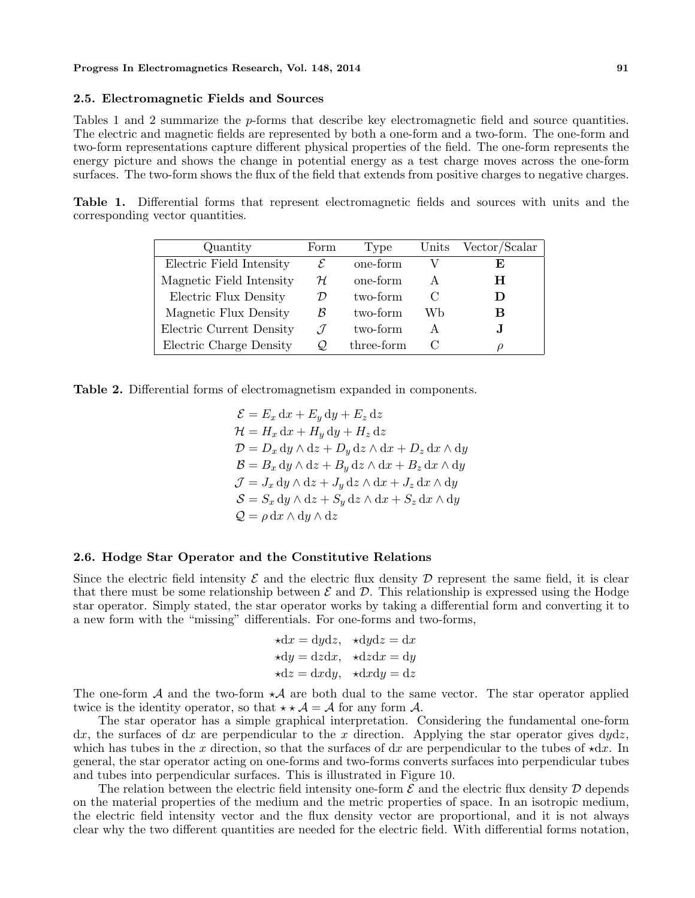### 2.5. Electromagnetic Fields and Sources

Tables 1 and 2 summarize the $p$-forms that describe key electromagnetic field and source quantities. The electric and magnetic fields are represented by both a one-form and a two-form. The one-form and two-form representations capture different physical properties of the field. The one-form represents the energy picture and shows the change in potential energy as a test charge moves across the one-form surfaces. The two-form shows the flux of the field that extends from positive charges to negative charges.

**Table 1.** Differential forms that represent electromagnetic fields and sources with units and the corresponding vector quantities.

| Quantity | Form | Type | Units | Vector/Scalar |
|---|---|---|---|---|
| Electric Field Intensity | $\mathcal{E}$ | one-form | V | $\mathbf{E}$ |
| Magnetic Field Intensity | $\mathcal{H}$ | one-form | A | $\mathbf{H}$ |
| Electric Flux Density | $\mathcal{D}$ | two-form | C | $\mathbf{D}$ |
| Magnetic Flux Density | $\mathcal{B}$ | two-form | Wb | $\mathbf{B}$ |
| Electric Current Density | $\mathcal{J}$ | two-form | A | $\mathbf{J}$ |
| Electric Charge Density | $\mathcal{Q}$ | three-form | C | $\rho$ |

**Table 2.** Differential forms of electromagnetism expanded in components.

$$
\begin{aligned}
\mathcal{E} &= E_x\,\mathrm{d}x + E_y\,\mathrm{d}y + E_z\,\mathrm{d}z \\
\mathcal{H} &= H_x\,\mathrm{d}x + H_y\,\mathrm{d}y + H_z\,\mathrm{d}z \\
\mathcal{D} &= D_x\,\mathrm{d}y\wedge\mathrm{d}z + D_y\,\mathrm{d}z\wedge\mathrm{d}x + D_z\,\mathrm{d}x\wedge\mathrm{d}y \\
\mathcal{B} &= B_x\,\mathrm{d}y\wedge\mathrm{d}z + B_y\,\mathrm{d}z\wedge\mathrm{d}x + B_z\,\mathrm{d}x\wedge\mathrm{d}y \\
\mathcal{J} &= J_x\,\mathrm{d}y\wedge\mathrm{d}z + J_y\,\mathrm{d}z\wedge\mathrm{d}x + J_z\,\mathrm{d}x\wedge\mathrm{d}y \\
\mathcal{S} &= S_x\,\mathrm{d}y\wedge\mathrm{d}z + S_y\,\mathrm{d}z\wedge\mathrm{d}x + S_z\,\mathrm{d}x\wedge\mathrm{d}y \\
\mathcal{Q} &= \rho\,\mathrm{d}x\wedge\mathrm{d}y\wedge\mathrm{d}z
\end{aligned}
$$

### 2.6. Hodge Star Operator and the Constitutive Relations

Since the electric field intensity $\mathcal{E}$ and the electric flux density $\mathcal{D}$ represent the same field, it is clear that there must be some relationship between $\mathcal{E}$ and $\mathcal{D}$. This relationship is expressed using the Hodge star operator. Simply stated, the star operator works by taking a differential form and converting it to a new form with the "missing" differentials. For one-forms and two-forms,

$$
\begin{aligned}
\star\mathrm{d}x &= \mathrm{d}y\mathrm{d}z, \quad \star\mathrm{d}y\mathrm{d}z = \mathrm{d}x \\
\star\mathrm{d}y &= \mathrm{d}z\mathrm{d}x, \quad \star\mathrm{d}z\mathrm{d}x = \mathrm{d}y \\
\star\mathrm{d}z &= \mathrm{d}x\mathrm{d}y, \quad \star\mathrm{d}x\mathrm{d}y = \mathrm{d}z
\end{aligned}
$$

The one-form $\mathcal{A}$ and the two-form $\star\mathcal{A}$ are both dual to the same vector. The star operator applied twice is the identity operator, so that $\star\star\mathcal{A} = \mathcal{A}$ for any form $\mathcal{A}$.

The star operator has a simple graphical interpretation. Considering the fundamental one-form $\mathrm{d}x$, the surfaces of $\mathrm{d}x$ are perpendicular to the $x$ direction. Applying the star operator gives $\mathrm{d}y\mathrm{d}z$, which has tubes in the $x$ direction, so that the surfaces of $\mathrm{d}x$ are perpendicular to the tubes of $\star\mathrm{d}x$. In general, the star operator acting on one-forms and two-forms converts surfaces into perpendicular tubes and tubes into perpendicular surfaces. This is illustrated in Figure 10.

The relation between the electric field intensity one-form $\mathcal{E}$ and the electric flux density $\mathcal{D}$ depends on the material properties of the medium and the metric properties of space. In an isotropic medium, the electric field intensity vector and the flux density vector are proportional, and it is not always clear why the two different quantities are needed for the electric field. With differential forms notation,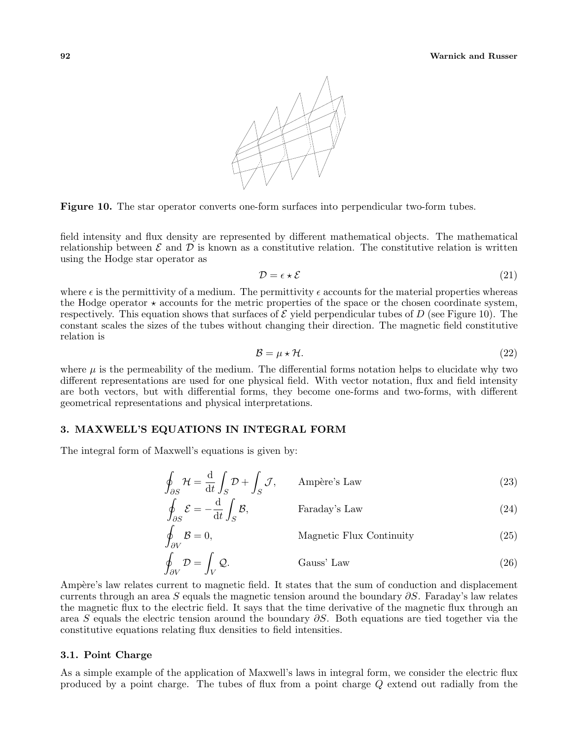**Figure 10.** The star operator converts one-form surfaces into perpendicular two-form tubes.

field intensity and flux density are represented by different mathematical objects. The mathematical relationship between $\mathcal{E}$ and $\mathcal{D}$ is known as a constitutive relation. The constitutive relation is written using the Hodge star operator as

$$\mathcal{D} = \epsilon \star \mathcal{E} \tag{21}$$

where $\epsilon$ is the permittivity of a medium. The permittivity $\epsilon$ accounts for the material properties whereas the Hodge operator $\star$ accounts for the metric properties of the space or the chosen coordinate system, respectively. This equation shows that surfaces of $\mathcal{E}$ yield perpendicular tubes of $D$ (see Figure 10). The constant scales the sizes of the tubes without changing their direction. The magnetic field constitutive relation is

$$\mathcal{B} = \mu \star \mathcal{H}. \tag{22}$$

where $\mu$ is the permeability of the medium. The differential forms notation helps to elucidate why two different representations are used for one physical field. With vector notation, flux and field intensity are both vectors, but with differential forms, they become one-forms and two-forms, with different geometrical representations and physical interpretations.

## 3. MAXWELL'S EQUATIONS IN INTEGRAL FORM

The integral form of Maxwell's equations is given by:

$$\oint_{\partial S} \mathcal{H} = \frac{\mathrm{d}}{\mathrm{d}t}\int_S \mathcal{D} + \int_S \mathcal{J}, \qquad \text{Ampère's Law} \tag{23}$$

$$\oint_{\partial S} \mathcal{E} = -\frac{\mathrm{d}}{\mathrm{d}t}\int_S \mathcal{B}, \qquad \text{Faraday's Law} \tag{24}$$

$$\oint_{\partial V} \mathcal{B} = 0, \qquad \text{Magnetic Flux Continuity} \tag{25}$$

$$\oint_{\partial V} \mathcal{D} = \int_V \mathcal{Q}. \qquad \text{Gauss' Law} \tag{26}$$

Ampère's law relates current to magnetic field. It states that the sum of conduction and displacement currents through an area $S$ equals the magnetic tension around the boundary $\partial S$. Faraday's law relates the magnetic flux to the electric field. It says that the time derivative of the magnetic flux through an area $S$ equals the electric tension around the boundary $\partial S$. Both equations are tied together via the constitutive equations relating flux densities to field intensities.

### 3.1. Point Charge

As a simple example of the application of Maxwell's laws in integral form, we consider the electric flux produced by a point charge. The tubes of flux from a point charge $Q$ extend out radially from the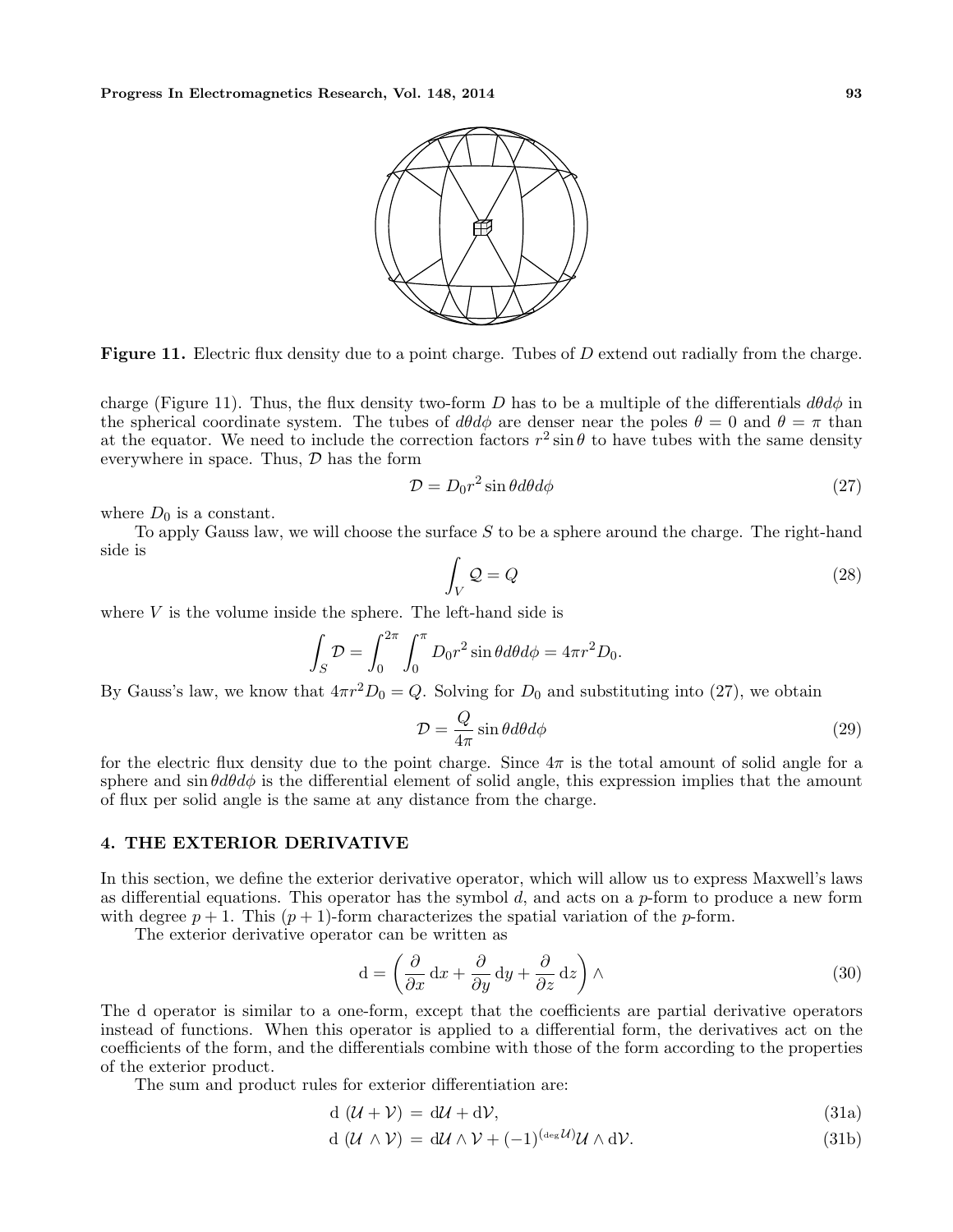**Figure 11.** Electric flux density due to a point charge. Tubes of $D$ extend out radially from the charge.

charge (Figure 11). Thus, the flux density two-form $D$ has to be a multiple of the differentials $d\theta d\phi$ in the spherical coordinate system. The tubes of $d\theta d\phi$ are denser near the poles $\theta = 0$ and $\theta = \pi$ than at the equator. We need to include the correction factors $r^2 \sin\theta$ to have tubes with the same density everywhere in space. Thus, $\mathcal{D}$ has the form

$$\mathcal{D} = D_0 r^2 \sin\theta d\theta d\phi \tag{27}$$

where $D_0$ is a constant.

To apply Gauss law, we will choose the surface $S$ to be a sphere around the charge. The right-hand side is

$$\int_V \mathcal{Q} = Q \tag{28}$$

where $V$ is the volume inside the sphere. The left-hand side is

$$\int_S \mathcal{D} = \int_0^{2\pi} \int_0^{\pi} D_0 r^2 \sin\theta d\theta d\phi = 4\pi r^2 D_0.$$

By Gauss's law, we know that $4\pi r^2 D_0 = Q$. Solving for $D_0$ and substituting into (27), we obtain

$$\mathcal{D} = \frac{Q}{4\pi} \sin\theta d\theta d\phi \tag{29}$$

for the electric flux density due to the point charge. Since $4\pi$ is the total amount of solid angle for a sphere and $\sin\theta d\theta d\phi$ is the differential element of solid angle, this expression implies that the amount of flux per solid angle is the same at any distance from the charge.

## 4. THE EXTERIOR DERIVATIVE

In this section, we define the exterior derivative operator, which will allow us to express Maxwell's laws as differential equations. This operator has the symbol $d$, and acts on a $p$-form to produce a new form with degree $p + 1$. This $(p + 1)$-form characterizes the spatial variation of the $p$-form.

The exterior derivative operator can be written as

$$\mathrm{d} = \left( \frac{\partial}{\partial x} \,\mathrm{d}x + \frac{\partial}{\partial y} \,\mathrm{d}y + \frac{\partial}{\partial z} \,\mathrm{d}z \right) \wedge \tag{30}$$

The d operator is similar to a one-form, except that the coefficients are partial derivative operators instead of functions. When this operator is applied to a differential form, the derivatives act on the coefficients of the form, and the differentials combine with those of the form according to the properties of the exterior product.

The sum and product rules for exterior differentiation are:

$$\mathrm{d}\,(\mathcal{U} + \mathcal{V}) = \mathrm{d}\mathcal{U} + \mathrm{d}\mathcal{V}, \tag{31a}$$

$$\mathrm{d}\,(\mathcal{U} \wedge \mathcal{V}) = \mathrm{d}\mathcal{U} \wedge \mathcal{V} + (-1)^{(\deg \mathcal{U})} \mathcal{U} \wedge \mathrm{d}\mathcal{V}. \tag{31b}$$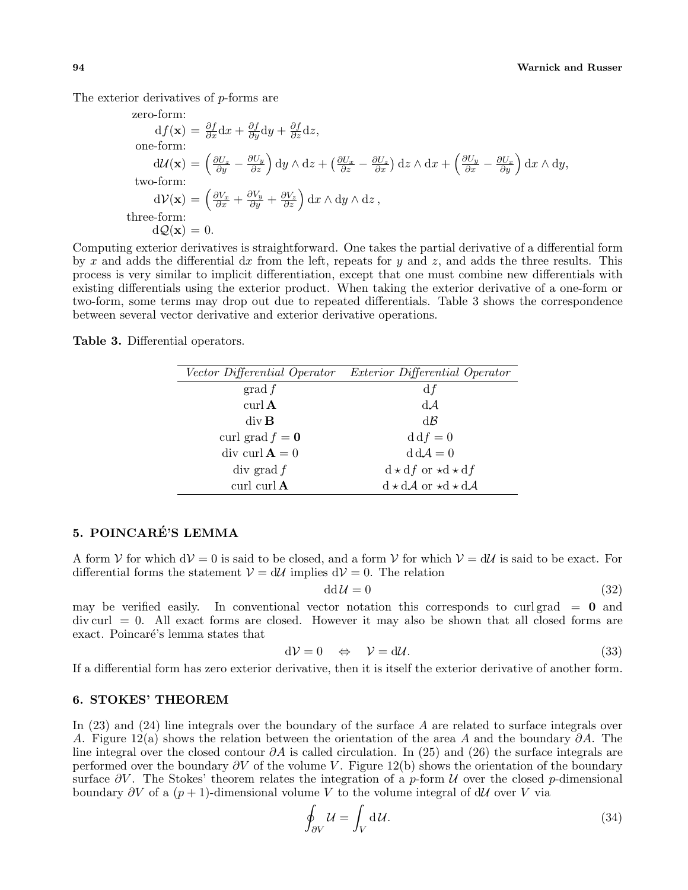The exterior derivatives of $p$-forms are

zero-form:

$$\mathrm{d}f(\mathbf{x}) = \frac{\partial f}{\partial x}\mathrm{d}x + \frac{\partial f}{\partial y}\mathrm{d}y + \frac{\partial f}{\partial z}\mathrm{d}z,$$

one-form:

$$\mathrm{d}\mathcal{U}(\mathbf{x}) = \left(\frac{\partial U_z}{\partial y} - \frac{\partial U_y}{\partial z}\right)\mathrm{d}y \wedge \mathrm{d}z + \left(\frac{\partial U_x}{\partial z} - \frac{\partial U_z}{\partial x}\right)\mathrm{d}z \wedge \mathrm{d}x + \left(\frac{\partial U_y}{\partial x} - \frac{\partial U_x}{\partial y}\right)\mathrm{d}x \wedge \mathrm{d}y,$$

two-form:

$$\mathrm{d}\mathcal{V}(\mathbf{x}) = \left(\frac{\partial V_x}{\partial x} + \frac{\partial V_y}{\partial y} + \frac{\partial V_z}{\partial z}\right)\mathrm{d}x \wedge \mathrm{d}y \wedge \mathrm{d}z\,,$$

three-form:

$$\mathrm{d}\mathcal{Q}(\mathbf{x}) = 0.$$

Computing exterior derivatives is straightforward. One takes the partial derivative of a differential form by $x$ and adds the differential $\mathrm{d}x$ from the left, repeats for $y$ and $z$, and adds the three results. This process is very similar to implicit differentiation, except that one must combine new differentials with existing differentials using the exterior product. When taking the exterior derivative of a one-form or two-form, some terms may drop out due to repeated differentials. Table 3 shows the correspondence between several vector derivative and exterior derivative operations.

**Table 3.** Differential operators.

| *Vector Differential Operator* | *Exterior Differential Operator* |
|---|---|
| $\mathrm{grad}\, f$ | $\mathrm{d}f$ |
| $\mathrm{curl}\,\mathbf{A}$ | $\mathrm{d}\mathcal{A}$ |
| $\mathrm{div}\,\mathbf{B}$ | $\mathrm{d}\mathcal{B}$ |
| $\mathrm{curl\ grad}\, f = \mathbf{0}$ | $\mathrm{d}\,\mathrm{d}f = 0$ |
| $\mathrm{div\ curl}\,\mathbf{A} = 0$ | $\mathrm{d}\,\mathrm{d}\mathcal{A} = 0$ |
| $\mathrm{div\ grad}\, f$ | $\mathrm{d}\star\mathrm{d}f$ or $\star\mathrm{d}\star\mathrm{d}f$ |
| $\mathrm{curl\ curl}\,\mathbf{A}$ | $\mathrm{d}\star\mathrm{d}\mathcal{A}$ or $\star\mathrm{d}\star\mathrm{d}\mathcal{A}$ |

## 5. POINCARÉ'S LEMMA

A form $\mathcal{V}$ for which $\mathrm{d}\mathcal{V} = 0$ is said to be closed, and a form $\mathcal{V}$ for which $\mathcal{V} = \mathrm{d}\mathcal{U}$ is said to be exact. For differential forms the statement $\mathcal{V} = \mathrm{d}\mathcal{U}$ implies $\mathrm{d}\mathcal{V} = 0$. The relation

$$\mathrm{d}\mathrm{d}\mathcal{U} = 0 \tag{32}$$

may be verified easily. In conventional vector notation this corresponds to $\mathrm{curl\,grad} = \mathbf{0}$ and $\mathrm{div\,curl} = 0$. All exact forms are closed. However it may also be shown that all closed forms are exact. Poincaré's lemma states that

$$\mathrm{d}\mathcal{V} = 0 \quad \Leftrightarrow \quad \mathcal{V} = \mathrm{d}\mathcal{U}. \tag{33}$$

If a differential form has zero exterior derivative, then it is itself the exterior derivative of another form.

## 6. STOKES' THEOREM

In (23) and (24) line integrals over the boundary of the surface $A$ are related to surface integrals over $A$. Figure 12(a) shows the relation between the orientation of the area $A$ and the boundary $\partial A$. The line integral over the closed contour $\partial A$ is called circulation. In (25) and (26) the surface integrals are performed over the boundary $\partial V$ of the volume $V$. Figure 12(b) shows the orientation of the boundary surface $\partial V$. The Stokes' theorem relates the integration of a $p$-form $\mathcal{U}$ over the closed $p$-dimensional boundary $\partial V$ of a $(p+1)$-dimensional volume $V$ to the volume integral of $\mathrm{d}\mathcal{U}$ over $V$ via

$$\oint_{\partial V} \mathcal{U} = \int_V \mathrm{d}\mathcal{U}. \tag{34}$$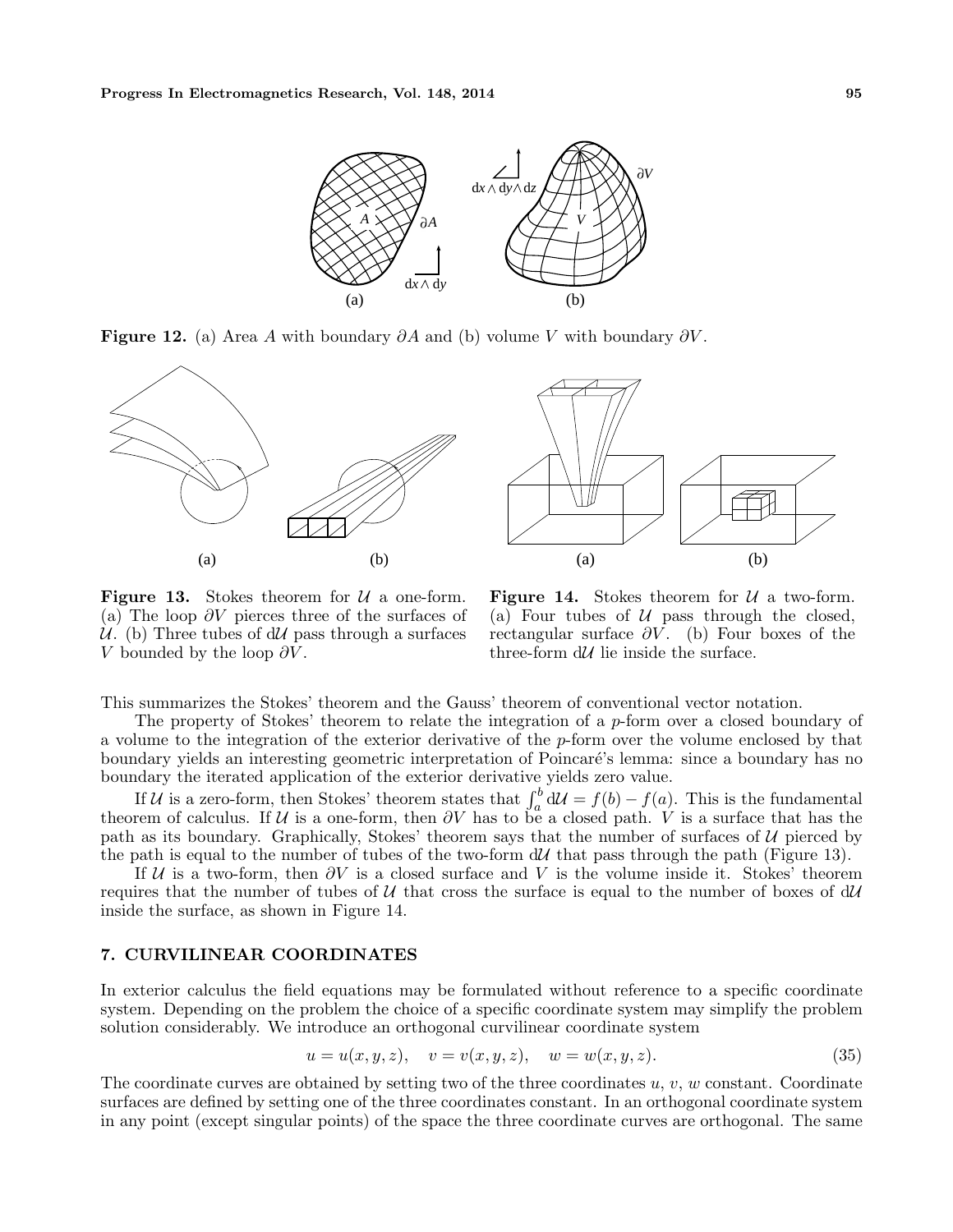**Figure 12.** (a) Area $A$ with boundary $\partial A$ and (b) volume $V$ with boundary $\partial V$.

**Figure 13.** Stokes theorem for $\mathcal{U}$ a one-form. (a) The loop $\partial V$ pierces three of the surfaces of $\mathcal{U}$. (b) Three tubes of $\mathrm{d}\mathcal{U}$ pass through a surfaces $V$ bounded by the loop $\partial V$.

**Figure 14.** Stokes theorem for $\mathcal{U}$ a two-form. (a) Four tubes of $\mathcal{U}$ pass through the closed, rectangular surface $\partial V$. (b) Four boxes of the three-form $\mathrm{d}\mathcal{U}$ lie inside the surface.

This summarizes the Stokes' theorem and the Gauss' theorem of conventional vector notation.

The property of Stokes' theorem to relate the integration of a $p$-form over a closed boundary of a volume to the integration of the exterior derivative of the $p$-form over the volume enclosed by that boundary yields an interesting geometric interpretation of Poincaré's lemma: since a boundary has no boundary the iterated application of the exterior derivative yields zero value.

If $\mathcal{U}$ is a zero-form, then Stokes' theorem states that $\int_a^b \mathrm{d}\mathcal{U} = f(b) - f(a)$. This is the fundamental theorem of calculus. If $\mathcal{U}$ is a one-form, then $\partial V$ has to be a closed path. $V$ is a surface that has the path as its boundary. Graphically, Stokes' theorem says that the number of surfaces of $\mathcal{U}$ pierced by the path is equal to the number of tubes of the two-form $\mathrm{d}\mathcal{U}$ that pass through the path (Figure 13).

If $\mathcal{U}$ is a two-form, then $\partial V$ is a closed surface and $V$ is the volume inside it. Stokes' theorem requires that the number of tubes of $\mathcal{U}$ that cross the surface is equal to the number of boxes of $\mathrm{d}\mathcal{U}$ inside the surface, as shown in Figure 14.

## 7. CURVILINEAR COORDINATES

In exterior calculus the field equations may be formulated without reference to a specific coordinate system. Depending on the problem the choice of a specific coordinate system may simplify the problem solution considerably. We introduce an orthogonal curvilinear coordinate system

$$u = u(x, y, z), \quad v = v(x, y, z), \quad w = w(x, y, z). \tag{35}$$

The coordinate curves are obtained by setting two of the three coordinates $u$, $v$, $w$ constant. Coordinate surfaces are defined by setting one of the three coordinates constant. In an orthogonal coordinate system in any point (except singular points) of the space the three coordinate curves are orthogonal. The same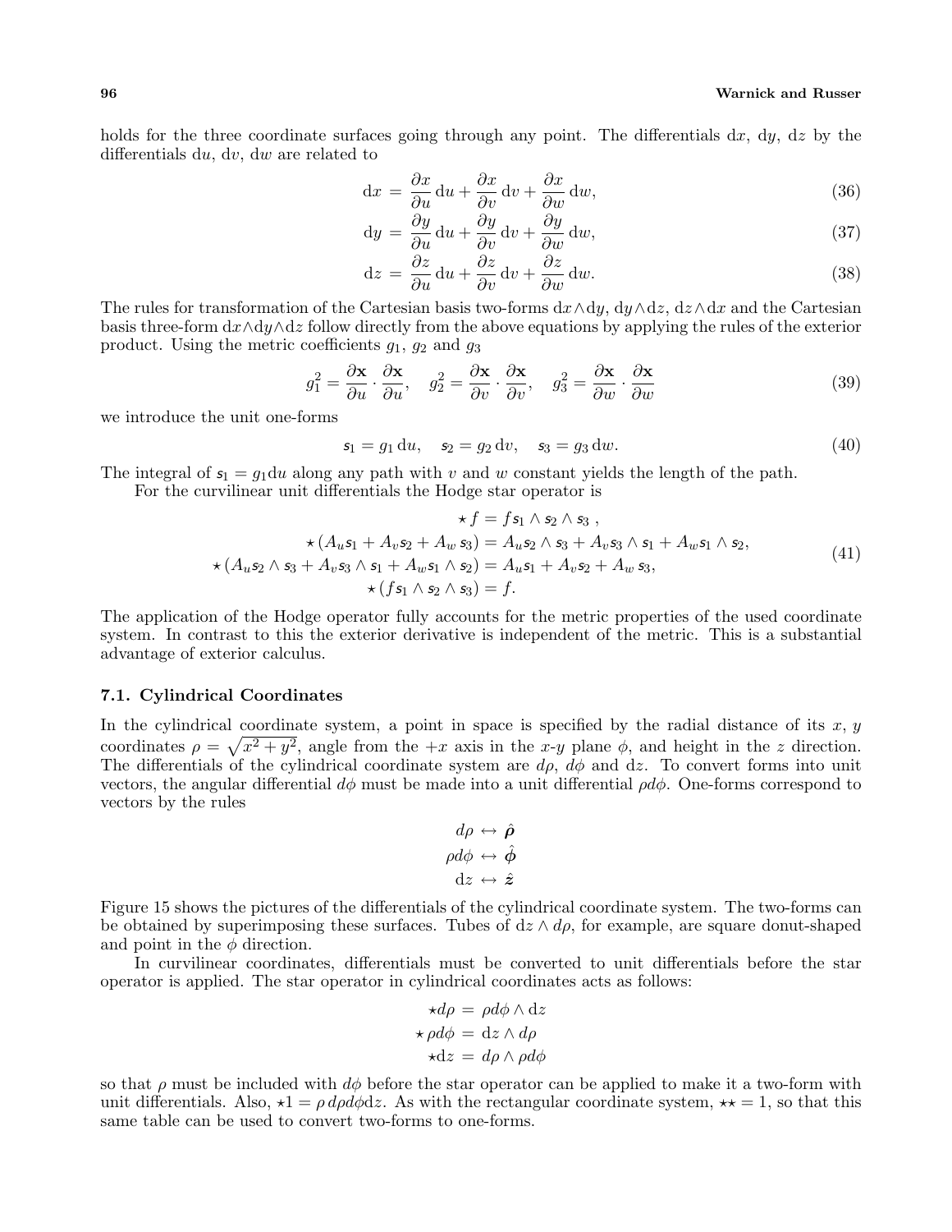holds for the three coordinate surfaces going through any point. The differentials $\mathrm{d}x$, $\mathrm{d}y$, $\mathrm{d}z$ by the differentials $\mathrm{d}u$, $\mathrm{d}v$, $\mathrm{d}w$ are related to

$$\mathrm{d}x = \frac{\partial x}{\partial u}\,\mathrm{d}u + \frac{\partial x}{\partial v}\,\mathrm{d}v + \frac{\partial x}{\partial w}\,\mathrm{d}w, \tag{36}$$

$$\mathrm{d}y = \frac{\partial y}{\partial u}\,\mathrm{d}u + \frac{\partial y}{\partial v}\,\mathrm{d}v + \frac{\partial y}{\partial w}\,\mathrm{d}w, \tag{37}$$

$$\mathrm{d}z = \frac{\partial z}{\partial u}\,\mathrm{d}u + \frac{\partial z}{\partial v}\,\mathrm{d}v + \frac{\partial z}{\partial w}\,\mathrm{d}w. \tag{38}$$

The rules for transformation of the Cartesian basis two-forms $\mathrm{d}x\wedge\mathrm{d}y$, $\mathrm{d}y\wedge\mathrm{d}z$, $\mathrm{d}z\wedge\mathrm{d}x$ and the Cartesian basis three-form $\mathrm{d}x\wedge\mathrm{d}y\wedge\mathrm{d}z$ follow directly from the above equations by applying the rules of the exterior product. Using the metric coefficients $g_1$, $g_2$ and $g_3$

$$g_1^2 = \frac{\partial \mathbf{x}}{\partial u}\cdot\frac{\partial \mathbf{x}}{\partial u}, \quad g_2^2 = \frac{\partial \mathbf{x}}{\partial v}\cdot\frac{\partial \mathbf{x}}{\partial v}, \quad g_3^2 = \frac{\partial \mathbf{x}}{\partial w}\cdot\frac{\partial \mathbf{x}}{\partial w} \tag{39}$$

we introduce the unit one-forms

$$\mathsf{s}_1 = g_1\,\mathrm{d}u, \quad \mathsf{s}_2 = g_2\,\mathrm{d}v, \quad \mathsf{s}_3 = g_3\,\mathrm{d}w. \tag{40}$$

The integral of $\mathsf{s}_1 = g_1\mathrm{d}u$ along any path with $v$ and $w$ constant yields the length of the path.

For the curvilinear unit differentials the Hodge star operator is

$$\begin{aligned}
\star f &= f\mathsf{s}_1\wedge\mathsf{s}_2\wedge\mathsf{s}_3\,, \\
\star(A_u\mathsf{s}_1 + A_v\mathsf{s}_2 + A_w\,\mathsf{s}_3) &= A_u\mathsf{s}_2\wedge\mathsf{s}_3 + A_v\mathsf{s}_3\wedge\mathsf{s}_1 + A_w\mathsf{s}_1\wedge\mathsf{s}_2, \\
\star(A_u\mathsf{s}_2\wedge\mathsf{s}_3 + A_v\mathsf{s}_3\wedge\mathsf{s}_1 + A_w\mathsf{s}_1\wedge\mathsf{s}_2) &= A_u\mathsf{s}_1 + A_v\mathsf{s}_2 + A_w\,\mathsf{s}_3, \\
\star(f\mathsf{s}_1\wedge\mathsf{s}_2\wedge\mathsf{s}_3) &= f.
\end{aligned} \tag{41}$$

The application of the Hodge operator fully accounts for the metric properties of the used coordinate system. In contrast to this the exterior derivative is independent of the metric. This is a substantial advantage of exterior calculus.

### 7.1. Cylindrical Coordinates

In the cylindrical coordinate system, a point in space is specified by the radial distance of its $x$, $y$ coordinates $\rho = \sqrt{x^2+y^2}$, angle from the $+x$ axis in the $x$-$y$ plane $\phi$, and height in the $z$ direction. The differentials of the cylindrical coordinate system are $d\rho$, $d\phi$ and $\mathrm{d}z$. To convert forms into unit vectors, the angular differential $d\phi$ must be made into a unit differential $\rho d\phi$. One-forms correspond to vectors by the rules

$$\begin{aligned}
d\rho &\leftrightarrow \hat{\boldsymbol{\rho}} \\
\rho d\phi &\leftrightarrow \hat{\boldsymbol{\phi}} \\
\mathrm{d}z &\leftrightarrow \hat{\boldsymbol{z}}
\end{aligned}$$

Figure 15 shows the pictures of the differentials of the cylindrical coordinate system. The two-forms can be obtained by superimposing these surfaces. Tubes of $\mathrm{d}z\wedge d\rho$, for example, are square donut-shaped and point in the $\phi$ direction.

In curvilinear coordinates, differentials must be converted to unit differentials before the star operator is applied. The star operator in cylindrical coordinates acts as follows:

$$\begin{aligned}
\star d\rho &= \rho d\phi\wedge\mathrm{d}z \\
\star\,\rho d\phi &= \mathrm{d}z\wedge d\rho \\
\star\mathrm{d}z &= d\rho\wedge\rho d\phi
\end{aligned}$$

so that $\rho$ must be included with $d\phi$ before the star operator can be applied to make it a two-form with unit differentials. Also, $\star 1 = \rho\, d\rho d\phi \mathrm{d}z$. As with the rectangular coordinate system, $\star\star = 1$, so that this same table can be used to convert two-forms to one-forms.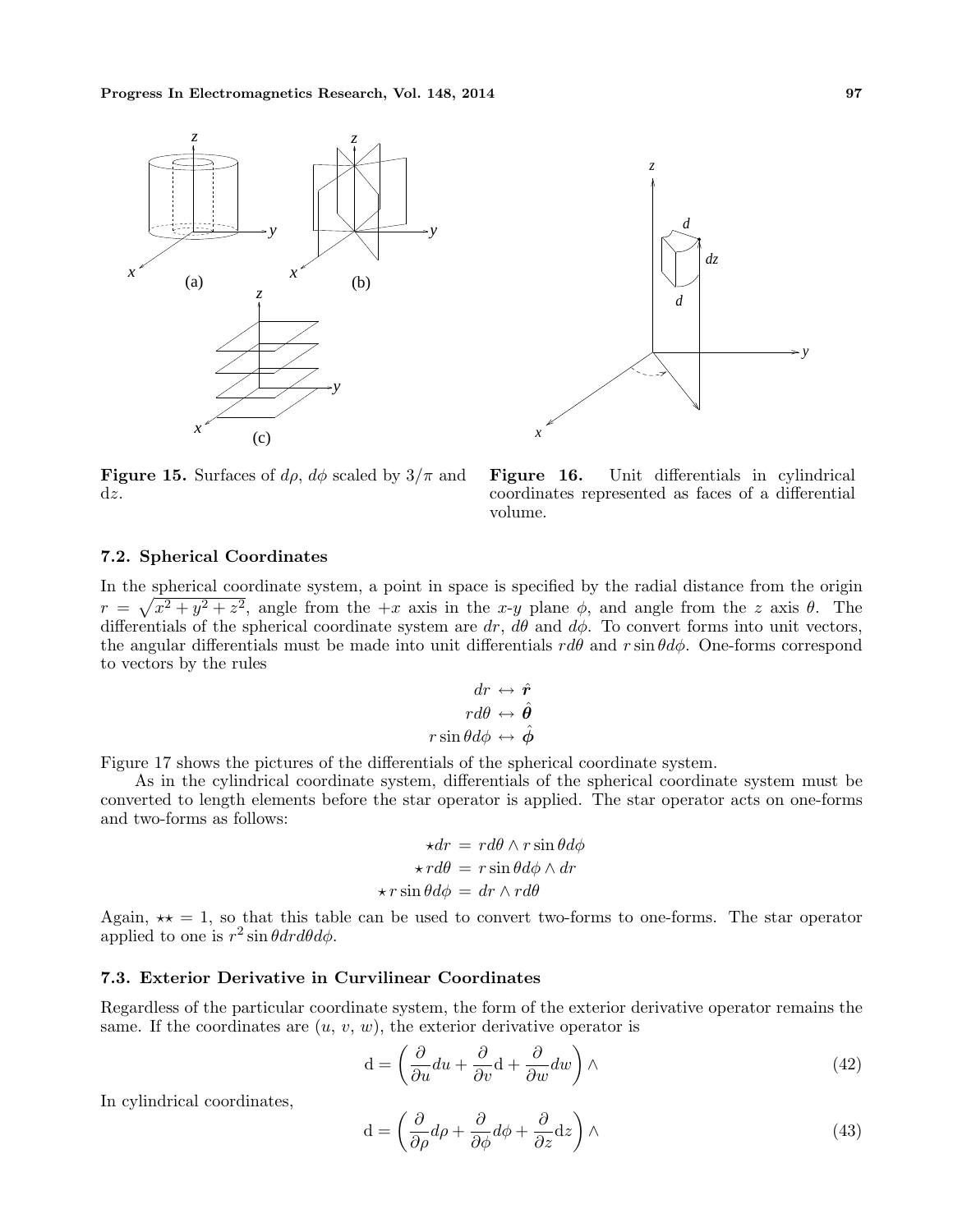**Figure 15.** Surfaces of $d\rho$, $d\phi$ scaled by $3/\pi$ and $\mathrm{d}z$.

**Figure 16.** Unit differentials in cylindrical coordinates represented as faces of a differential volume.

### 7.2. Spherical Coordinates

In the spherical coordinate system, a point in space is specified by the radial distance from the origin $r = \sqrt{x^2 + y^2 + z^2}$, angle from the $+x$ axis in the $x$-$y$ plane $\phi$, and angle from the $z$ axis $\theta$. The differentials of the spherical coordinate system are $dr$, $d\theta$ and $d\phi$. To convert forms into unit vectors, the angular differentials must be made into unit differentials $rd\theta$ and $r\sin\theta d\phi$. One-forms correspond to vectors by the rules

$$
\begin{aligned}
dr &\leftrightarrow \hat{\boldsymbol{r}} \\
rd\theta &\leftrightarrow \hat{\boldsymbol{\theta}} \\
r\sin\theta d\phi &\leftrightarrow \hat{\boldsymbol{\phi}}
\end{aligned}
$$

Figure 17 shows the pictures of the differentials of the spherical coordinate system.

As in the cylindrical coordinate system, differentials of the spherical coordinate system must be converted to length elements before the star operator is applied. The star operator acts on one-forms and two-forms as follows:

$$
\begin{aligned}
\star dr &= rd\theta \wedge r\sin\theta d\phi \\
\star\, rd\theta &= r\sin\theta d\phi \wedge dr \\
\star\, r\sin\theta d\phi &= dr \wedge rd\theta
\end{aligned}
$$

Again, $\star\star = 1$, so that this table can be used to convert two-forms to one-forms. The star operator applied to one is $r^2 \sin\theta dr d\theta d\phi$.

### 7.3. Exterior Derivative in Curvilinear Coordinates

Regardless of the particular coordinate system, the form of the exterior derivative operator remains the same. If the coordinates are $(u, v, w)$, the exterior derivative operator is

$$
\mathrm{d} = \left( \frac{\partial}{\partial u} du + \frac{\partial}{\partial v} \mathrm{d} + \frac{\partial}{\partial w} dw \right) \wedge \tag{42}
$$

In cylindrical coordinates,

$$
\mathrm{d} = \left( \frac{\partial}{\partial \rho} d\rho + \frac{\partial}{\partial \phi} d\phi + \frac{\partial}{\partial z} \mathrm{d}z \right) \wedge \tag{43}
$$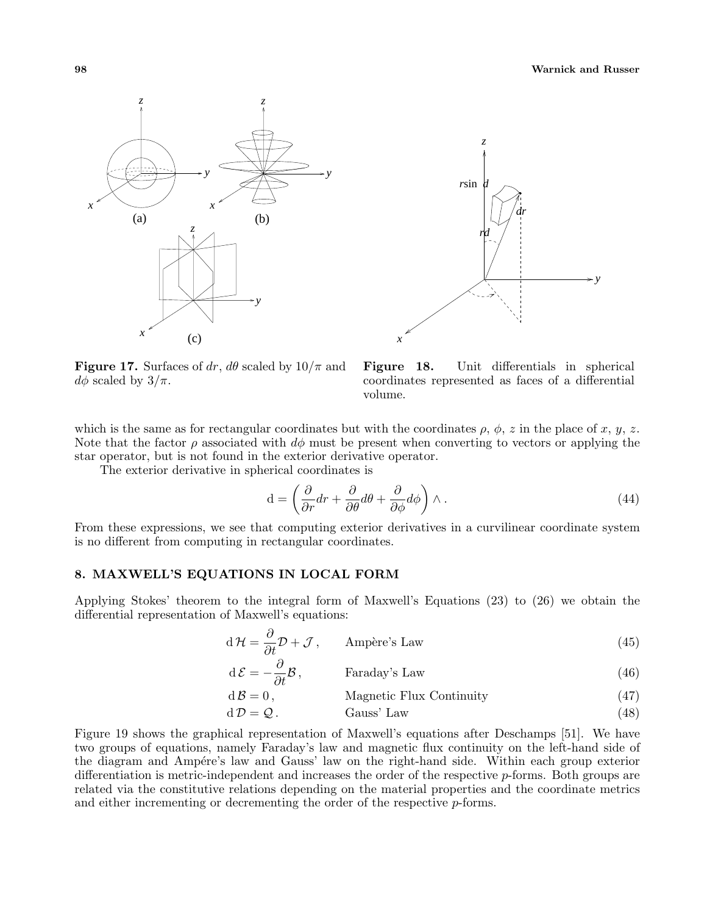**Figure 17.** Surfaces of $dr$, $d\theta$ scaled by $10/\pi$ and $d\phi$ scaled by $3/\pi$.

**Figure 18.** Unit differentials in spherical coordinates represented as faces of a differential volume.

which is the same as for rectangular coordinates but with the coordinates $\rho$, $\phi$, $z$ in the place of $x$, $y$, $z$. Note that the factor $\rho$ associated with $d\phi$ must be present when converting to vectors or applying the star operator, but is not found in the exterior derivative operator.

The exterior derivative in spherical coordinates is

$$\mathrm{d} = \left( \frac{\partial}{\partial r} dr + \frac{\partial}{\partial \theta} d\theta + \frac{\partial}{\partial \phi} d\phi \right) \wedge . \tag{44}$$

From these expressions, we see that computing exterior derivatives in a curvilinear coordinate system is no different from computing in rectangular coordinates.

## 8. MAXWELL'S EQUATIONS IN LOCAL FORM

Applying Stokes' theorem to the integral form of Maxwell's Equations (23) to (26) we obtain the differential representation of Maxwell's equations:

$$\mathrm{d}\,\mathcal{H} = \frac{\partial}{\partial t}\mathcal{D} + \mathcal{J}\,, \qquad \text{Ampère's Law} \tag{45}$$

$$\mathrm{d}\,\mathcal{E} = -\frac{\partial}{\partial t}\mathcal{B}\,, \qquad \text{Faraday's Law} \tag{46}$$

$$\mathrm{d}\,\mathcal{B} = 0\,, \qquad \text{Magnetic Flux Continuity} \tag{47}$$

$$\mathrm{d}\,\mathcal{D} = \mathcal{Q}\,. \qquad \text{Gauss' Law} \tag{48}$$

Figure 19 shows the graphical representation of Maxwell's equations after Deschamps [51]. We have two groups of equations, namely Faraday's law and magnetic flux continuity on the left-hand side of the diagram and Ampére's law and Gauss' law on the right-hand side. Within each group exterior differentiation is metric-independent and increases the order of the respective $p$-forms. Both groups are related via the constitutive relations depending on the material properties and the coordinate metrics and either incrementing or decrementing the order of the respective $p$-forms.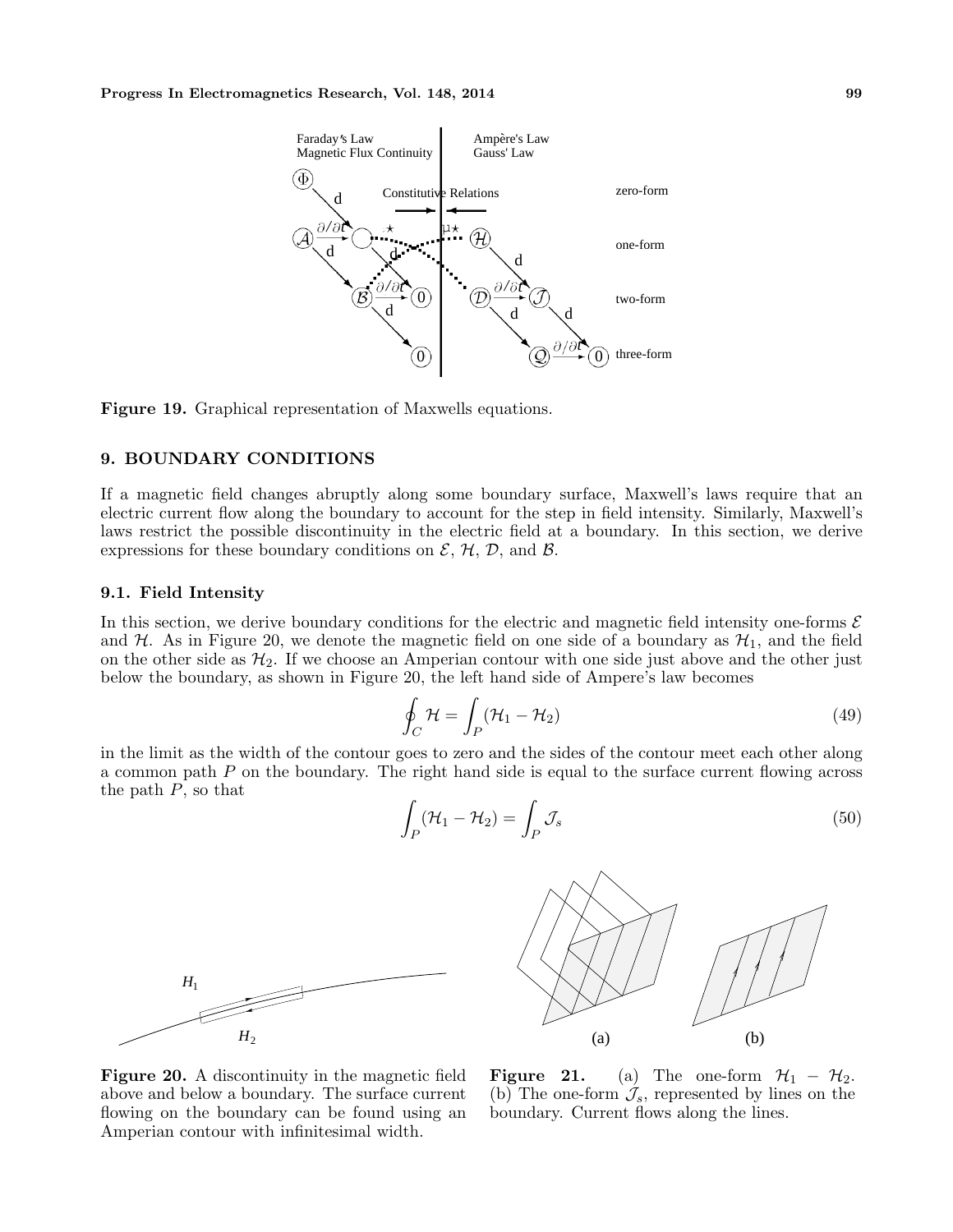Figure 19. Graphical representation of Maxwells equations.

## 9. BOUNDARY CONDITIONS

If a magnetic field changes abruptly along some boundary surface, Maxwell's laws require that an electric current flow along the boundary to account for the step in field intensity. Similarly, Maxwell's laws restrict the possible discontinuity in the electric field at a boundary. In this section, we derive expressions for these boundary conditions on $\mathcal{E}$, $\mathcal{H}$, $\mathcal{D}$, and $\mathcal{B}$.

### 9.1. Field Intensity

In this section, we derive boundary conditions for the electric and magnetic field intensity one-forms $\mathcal{E}$ and $\mathcal{H}$. As in Figure 20, we denote the magnetic field on one side of a boundary as $\mathcal{H}_1$, and the field on the other side as $\mathcal{H}_2$. If we choose an Amperian contour with one side just above and the other just below the boundary, as shown in Figure 20, the left hand side of Ampere's law becomes

$$\oint_C \mathcal{H} = \int_P (\mathcal{H}_1 - \mathcal{H}_2) \tag{49}$$

in the limit as the width of the contour goes to zero and the sides of the contour meet each other along a common path $P$ on the boundary. The right hand side is equal to the surface current flowing across the path $P$, so that

$$\int_P (\mathcal{H}_1 - \mathcal{H}_2) = \int_P \mathcal{J}_s \tag{50}$$

Figure 20. A discontinuity in the magnetic field above and below a boundary. The surface current flowing on the boundary can be found using an Amperian contour with infinitesimal width.

Figure 21. (a) The one-form $\mathcal{H}_1 - \mathcal{H}_2$. (b) The one-form $\mathcal{J}_s$, represented by lines on the boundary. Current flows along the lines.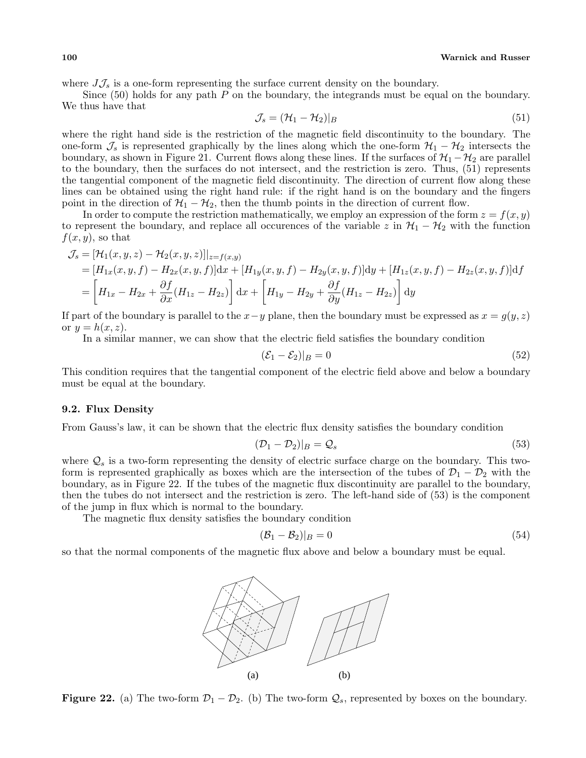where $J\mathcal{J}_s$ is a one-form representing the surface current density on the boundary.

Since (50) holds for any path $P$ on the boundary, the integrands must be equal on the boundary. We thus have that

$$\mathcal{J}_s = (\mathcal{H}_1 - \mathcal{H}_2)|_B \tag{51}$$

where the right hand side is the restriction of the magnetic field discontinuity to the boundary. The one-form $\mathcal{J}_s$ is represented graphically by the lines along which the one-form $\mathcal{H}_1 - \mathcal{H}_2$ intersects the boundary, as shown in Figure 21. Current flows along these lines. If the surfaces of $\mathcal{H}_1 - \mathcal{H}_2$ are parallel to the boundary, then the surfaces do not intersect, and the restriction is zero. Thus, (51) represents the tangential component of the magnetic field discontinuity. The direction of current flow along these lines can be obtained using the right hand rule: if the right hand is on the boundary and the fingers point in the direction of $\mathcal{H}_1 - \mathcal{H}_2$, then the thumb points in the direction of current flow.

In order to compute the restriction mathematically, we employ an expression of the form $z = f(x, y)$ to represent the boundary, and replace all occurences of the variable $z$ in $\mathcal{H}_1 - \mathcal{H}_2$ with the function $f(x, y)$, so that

$$\begin{aligned}
\mathcal{J}_s &= [\mathcal{H}_1(x, y, z) - \mathcal{H}_2(x, y, z)]|_{z=f(x,y)} \\
&= [H_{1x}(x, y, f) - H_{2x}(x, y, f)]\mathrm{d}x + [H_{1y}(x, y, f) - H_{2y}(x, y, f)]\mathrm{d}y + [H_{1z}(x, y, f) - H_{2z}(x, y, f)]\mathrm{d}f \\
&= \left[H_{1x} - H_{2x} + \frac{\partial f}{\partial x}(H_{1z} - H_{2z})\right]\mathrm{d}x + \left[H_{1y} - H_{2y} + \frac{\partial f}{\partial y}(H_{1z} - H_{2z})\right]\mathrm{d}y
\end{aligned}$$

If part of the boundary is parallel to the $x-y$ plane, then the boundary must be expressed as $x = g(y, z)$ or $y = h(x, z)$.

In a similar manner, we can show that the electric field satisfies the boundary condition

$$(\mathcal{E}_1 - \mathcal{E}_2)|_B = 0 \tag{52}$$

This condition requires that the tangential component of the electric field above and below a boundary must be equal at the boundary.

### 9.2. Flux Density

From Gauss's law, it can be shown that the electric flux density satisfies the boundary condition

$$(\mathcal{D}_1 - \mathcal{D}_2)|_B = \mathcal{Q}_s \tag{53}$$

where $\mathcal{Q}_s$ is a two-form representing the density of electric surface charge on the boundary. This two-form is represented graphically as boxes which are the intersection of the tubes of $\mathcal{D}_1 - \mathcal{D}_2$ with the boundary, as in Figure 22. If the tubes of the magnetic flux discontinuity are parallel to the boundary, then the tubes do not intersect and the restriction is zero. The left-hand side of (53) is the component of the jump in flux which is normal to the boundary.

The magnetic flux density satisfies the boundary condition

$$(\mathcal{B}_1 - \mathcal{B}_2)|_B = 0 \tag{54}$$

so that the normal components of the magnetic flux above and below a boundary must be equal.

(a) (b)

**Figure 22.** (a) The two-form $\mathcal{D}_1 - \mathcal{D}_2$. (b) The two-form $\mathcal{Q}_s$, represented by boxes on the boundary.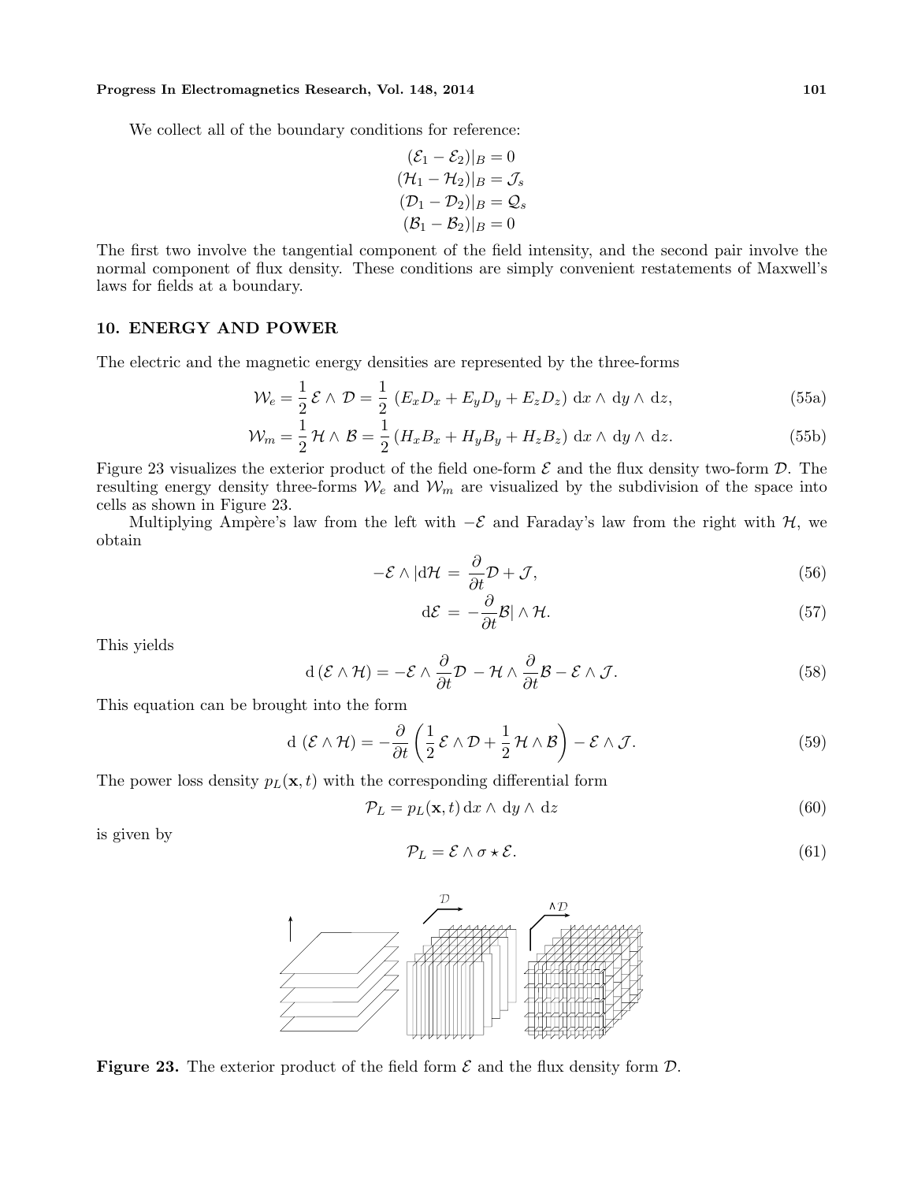We collect all of the boundary conditions for reference:

$$(\mathcal{E}_1 - \mathcal{E}_2)|_B = 0$$
$$(\mathcal{H}_1 - \mathcal{H}_2)|_B = \mathcal{J}_s$$
$$(\mathcal{D}_1 - \mathcal{D}_2)|_B = \mathcal{Q}_s$$
$$(\mathcal{B}_1 - \mathcal{B}_2)|_B = 0$$

The first two involve the tangential component of the field intensity, and the second pair involve the normal component of flux density. These conditions are simply convenient restatements of Maxwell's laws for fields at a boundary.

## 10. ENERGY AND POWER

The electric and the magnetic energy densities are represented by the three-forms

$$\mathcal{W}_e = \frac{1}{2}\,\mathcal{E} \wedge \mathcal{D} = \frac{1}{2}\,(E_x D_x + E_y D_y + E_z D_z)\,\mathrm{d}x \wedge \mathrm{d}y \wedge \mathrm{d}z, \tag{55a}$$

$$\mathcal{W}_m = \frac{1}{2}\,\mathcal{H} \wedge \mathcal{B} = \frac{1}{2}\,(H_x B_x + H_y B_y + H_z B_z)\,\mathrm{d}x \wedge \mathrm{d}y \wedge \mathrm{d}z. \tag{55b}$$

Figure 23 visualizes the exterior product of the field one-form $\mathcal{E}$ and the flux density two-form $\mathcal{D}$. The resulting energy density three-forms $\mathcal{W}_e$ and $\mathcal{W}_m$ are visualized by the subdivision of the space into cells as shown in Figure 23.

Multiplying Ampère's law from the left with $-\mathcal{E}$ and Faraday's law from the right with $\mathcal{H}$, we obtain

$$-\mathcal{E} \wedge |\mathrm{d}\mathcal{H} = \frac{\partial}{\partial t}\mathcal{D} + \mathcal{J}, \tag{56}$$

$$\mathrm{d}\mathcal{E} = -\frac{\partial}{\partial t}\mathcal{B}| \wedge \mathcal{H}. \tag{57}$$

This yields

$$\mathrm{d}\,(\mathcal{E} \wedge \mathcal{H}) = -\mathcal{E} \wedge \frac{\partial}{\partial t}\mathcal{D} - \mathcal{H} \wedge \frac{\partial}{\partial t}\mathcal{B} - \mathcal{E} \wedge \mathcal{J}. \tag{58}$$

This equation can be brought into the form

$$\mathrm{d}\,(\mathcal{E} \wedge \mathcal{H}) = -\frac{\partial}{\partial t}\left(\frac{1}{2}\,\mathcal{E} \wedge \mathcal{D} + \frac{1}{2}\,\mathcal{H} \wedge \mathcal{B}\right) - \mathcal{E} \wedge \mathcal{J}. \tag{59}$$

The power loss density $p_L(\mathbf{x}, t)$ with the corresponding differential form

$$\mathcal{P}_L = p_L(\mathbf{x}, t)\,\mathrm{d}x \wedge \mathrm{d}y \wedge \mathrm{d}z \tag{60}$$

is given by

$$\mathcal{P}_L = \mathcal{E} \wedge \sigma \star \mathcal{E}. \tag{61}$$

**Figure 23.** The exterior product of the field form $\mathcal{E}$ and the flux density form $\mathcal{D}$.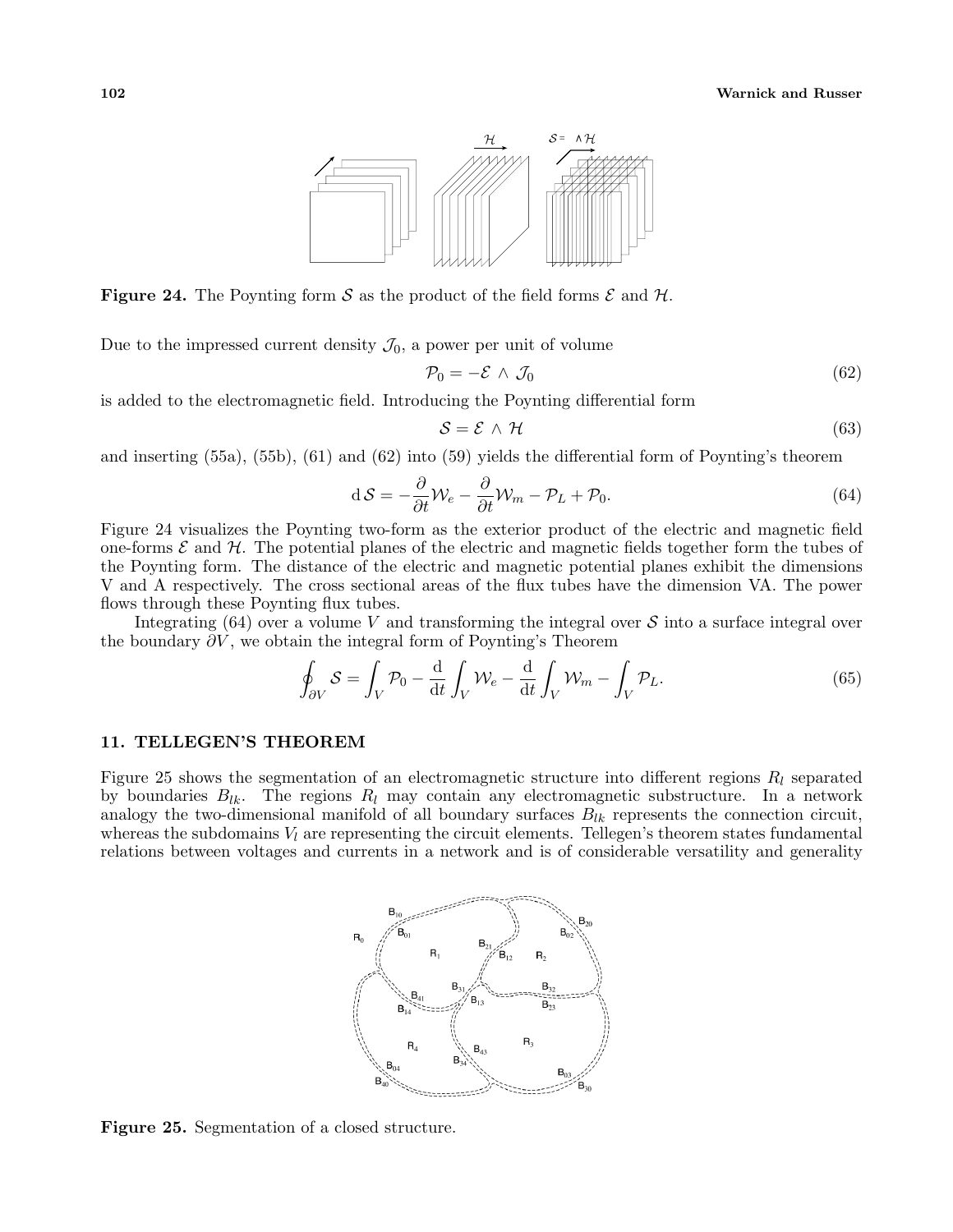**Figure 24.** The Poynting form $\mathcal{S}$ as the product of the field forms $\mathcal{E}$ and $\mathcal{H}$.

Due to the impressed current density $\mathcal{J}_0$, a power per unit of volume

$$\mathcal{P}_0 = -\mathcal{E} \wedge \mathcal{J}_0 \tag{62}$$

is added to the electromagnetic field. Introducing the Poynting differential form

$$\mathcal{S} = \mathcal{E} \wedge \mathcal{H} \tag{63}$$

and inserting (55a), (55b), (61) and (62) into (59) yields the differential form of Poynting's theorem

$$\mathrm{d}\,\mathcal{S} = -\frac{\partial}{\partial t}\mathcal{W}_e - \frac{\partial}{\partial t}\mathcal{W}_m - \mathcal{P}_L + \mathcal{P}_0. \tag{64}$$

Figure 24 visualizes the Poynting two-form as the exterior product of the electric and magnetic field one-forms $\mathcal{E}$ and $\mathcal{H}$. The potential planes of the electric and magnetic fields together form the tubes of the Poynting form. The distance of the electric and magnetic potential planes exhibit the dimensions V and A respectively. The cross sectional areas of the flux tubes have the dimension VA. The power flows through these Poynting flux tubes.

Integrating (64) over a volume $V$ and transforming the integral over $\mathcal{S}$ into a surface integral over the boundary $\partial V$, we obtain the integral form of Poynting's Theorem

$$\oint_{\partial V} \mathcal{S} = \int_V \mathcal{P}_0 - \frac{\mathrm{d}}{\mathrm{d}t}\int_V \mathcal{W}_e - \frac{\mathrm{d}}{\mathrm{d}t}\int_V \mathcal{W}_m - \int_V \mathcal{P}_L. \tag{65}$$

## 11. TELLEGEN'S THEOREM

Figure 25 shows the segmentation of an electromagnetic structure into different regions $R_l$ separated by boundaries $B_{lk}$. The regions $R_l$ may contain any electromagnetic substructure. In a network analogy the two-dimensional manifold of all boundary surfaces $B_{lk}$ represents the connection circuit, whereas the subdomains $V_l$ are representing the circuit elements. Tellegen's theorem states fundamental relations between voltages and currents in a network and is of considerable versatility and generality

**Figure 25.** Segmentation of a closed structure.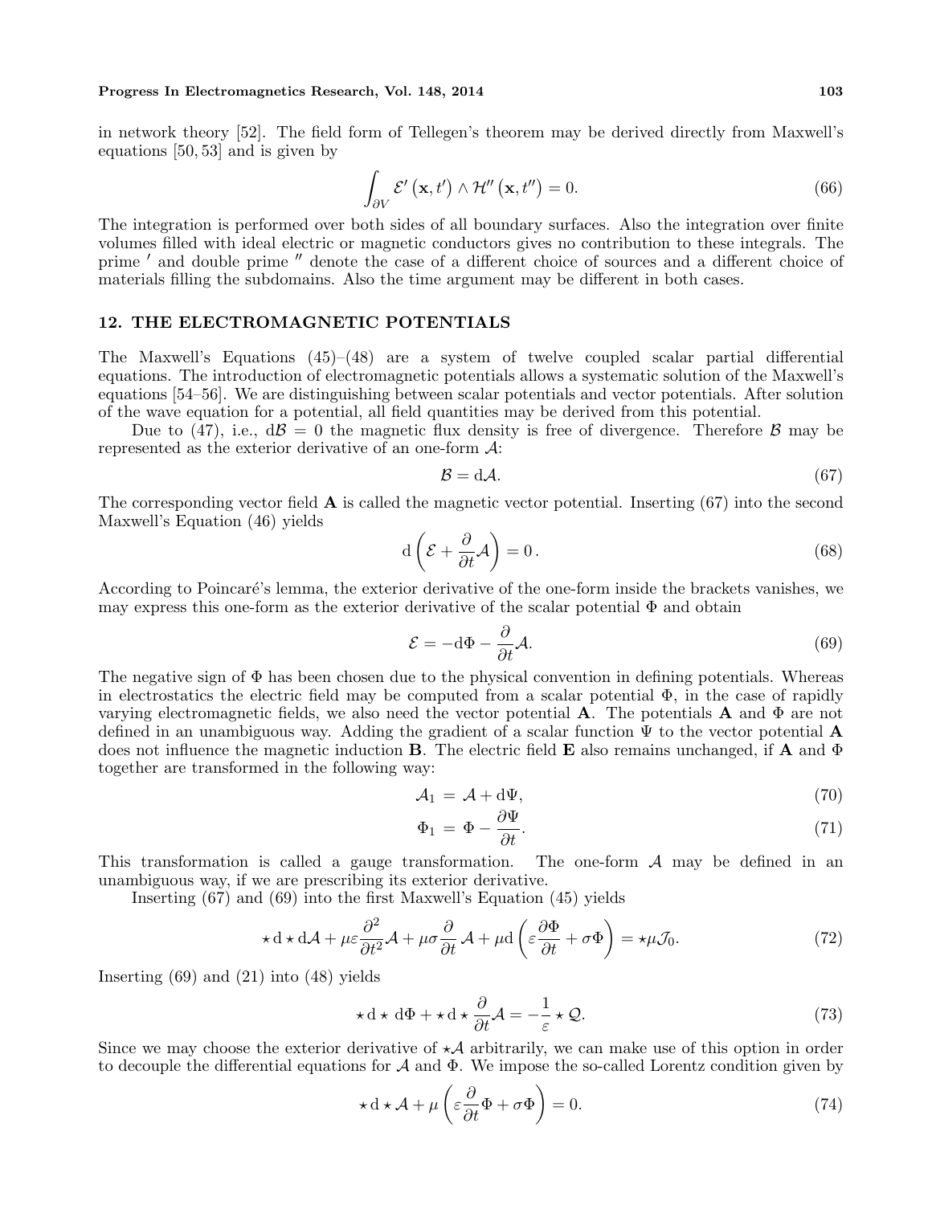in network theory [52]. The field form of Tellegen's theorem may be derived directly from Maxwell's equations [50, 53] and is given by

$$\int_{\partial V} \mathcal{E}'\left(\mathbf{x}, t'\right) \wedge \mathcal{H}''\left(\mathbf{x}, t''\right) = 0. \tag{66}$$

The integration is performed over both sides of all boundary surfaces. Also the integration over finite volumes filled with ideal electric or magnetic conductors gives no contribution to these integrals. The prime $'$ and double prime $''$ denote the case of a different choice of sources and a different choice of materials filling the subdomains. Also the time argument may be different in both cases.

## 12. THE ELECTROMAGNETIC POTENTIALS

The Maxwell's Equations (45)–(48) are a system of twelve coupled scalar partial differential equations. The introduction of electromagnetic potentials allows a systematic solution of the Maxwell's equations [54–56]. We are distinguishing between scalar potentials and vector potentials. After solution of the wave equation for a potential, all field quantities may be derived from this potential.

Due to (47), i.e., $\mathrm{d}\mathcal{B} = 0$ the magnetic flux density is free of divergence. Therefore $\mathcal{B}$ may be represented as the exterior derivative of an one-form $\mathcal{A}$:

$$\mathcal{B} = \mathrm{d}\mathcal{A}. \tag{67}$$

The corresponding vector field $\mathbf{A}$ is called the magnetic vector potential. Inserting (67) into the second Maxwell's Equation (46) yields

$$\mathrm{d}\left(\mathcal{E} + \frac{\partial}{\partial t}\mathcal{A}\right) = 0\,. \tag{68}$$

According to Poincaré's lemma, the exterior derivative of the one-form inside the brackets vanishes, we may express this one-form as the exterior derivative of the scalar potential $\Phi$ and obtain

$$\mathcal{E} = -\mathrm{d}\Phi - \frac{\partial}{\partial t}\mathcal{A}. \tag{69}$$

The negative sign of $\Phi$ has been chosen due to the physical convention in defining potentials. Whereas in electrostatics the electric field may be computed from a scalar potential $\Phi$, in the case of rapidly varying electromagnetic fields, we also need the vector potential $\mathbf{A}$. The potentials $\mathbf{A}$ and $\Phi$ are not defined in an unambiguous way. Adding the gradient of a scalar function $\Psi$ to the vector potential $\mathbf{A}$ does not influence the magnetic induction $\mathbf{B}$. The electric field $\mathbf{E}$ also remains unchanged, if $\mathbf{A}$ and $\Phi$ together are transformed in the following way:

$$\mathcal{A}_1 = \mathcal{A} + \mathrm{d}\Psi, \tag{70}$$

$$\Phi_1 = \Phi - \frac{\partial \Psi}{\partial t}. \tag{71}$$

This transformation is called a gauge transformation. The one-form $\mathcal{A}$ may be defined in an unambiguous way, if we are prescribing its exterior derivative.

Inserting (67) and (69) into the first Maxwell's Equation (45) yields

$$\star\,\mathrm{d}\star\mathrm{d}\mathcal{A} + \mu\varepsilon\frac{\partial^2}{\partial t^2}\mathcal{A} + \mu\sigma\frac{\partial}{\partial t}\,\mathcal{A} + \mu\mathrm{d}\left(\varepsilon\frac{\partial\Phi}{\partial t} + \sigma\Phi\right) = \star\mu\mathcal{J}_0. \tag{72}$$

Inserting (69) and (21) into (48) yields

$$\star\,\mathrm{d}\star\,\mathrm{d}\Phi + \star\,\mathrm{d}\star\frac{\partial}{\partial t}\mathcal{A} = -\frac{1}{\varepsilon}\star\mathcal{Q}. \tag{73}$$

Since we may choose the exterior derivative of $\star\mathcal{A}$ arbitrarily, we can make use of this option in order to decouple the differential equations for $\mathcal{A}$ and $\Phi$. We impose the so-called Lorentz condition given by

$$\star\,\mathrm{d}\star\mathcal{A} + \mu\left(\varepsilon\frac{\partial}{\partial t}\Phi + \sigma\Phi\right) = 0. \tag{74}$$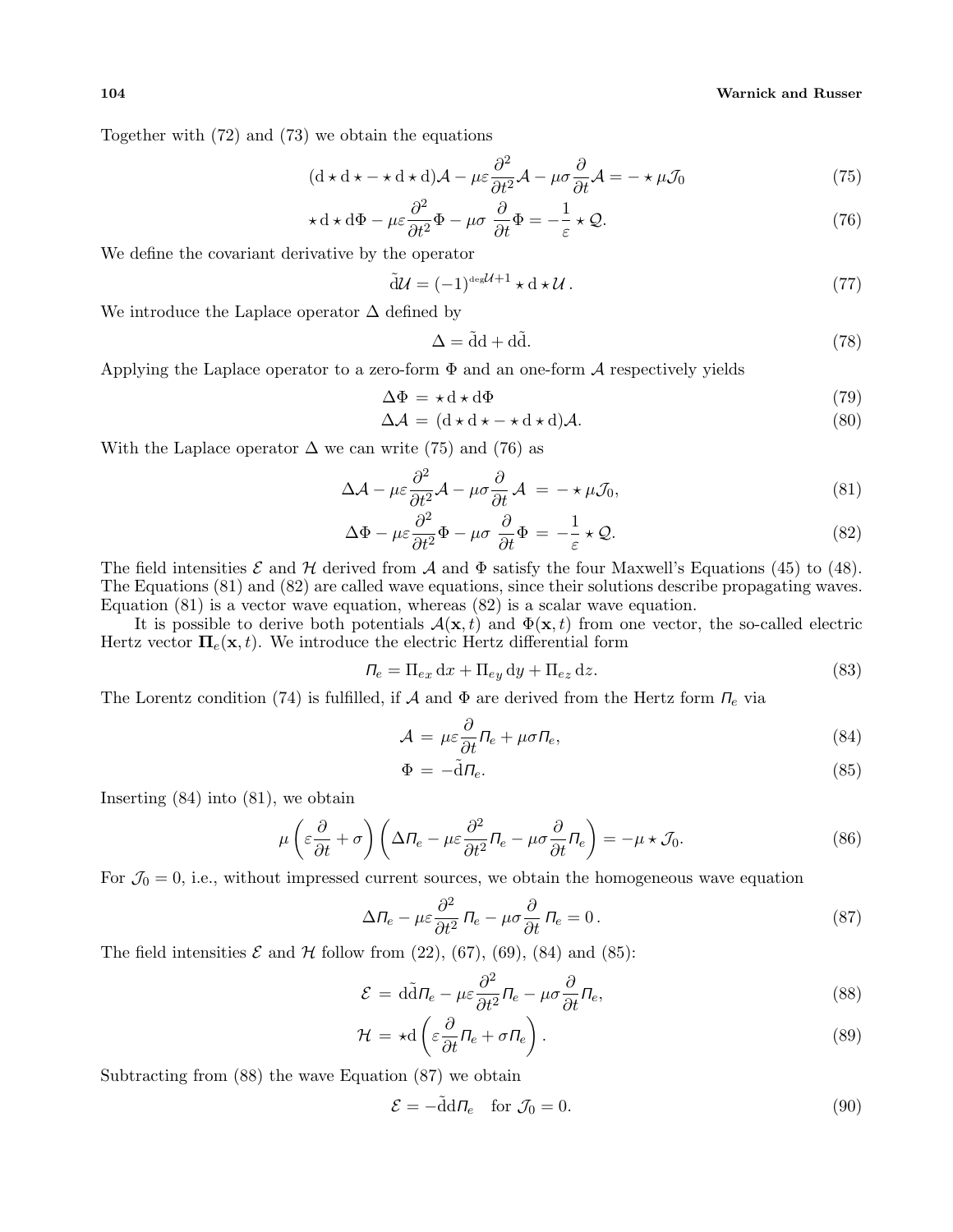Together with (72) and (73) we obtain the equations

$$(\mathrm{d} \star \mathrm{d} \star - \star \mathrm{d} \star \mathrm{d})\mathcal{A} - \mu\varepsilon \frac{\partial^2}{\partial t^2}\mathcal{A} - \mu\sigma \frac{\partial}{\partial t}\mathcal{A} = - \star \mu \mathcal{J}_0 \tag{75}$$

$$\star \mathrm{d} \star \mathrm{d}\Phi - \mu\varepsilon \frac{\partial^2}{\partial t^2}\Phi - \mu\sigma \frac{\partial}{\partial t}\Phi = -\frac{1}{\varepsilon} \star \mathcal{Q}. \tag{76}$$

We define the covariant derivative by the operator

$$\tilde{\mathrm{d}}\mathcal{U} = (-1)^{\deg \mathcal{U}+1} \star \mathrm{d} \star \mathcal{U}\,. \tag{77}$$

We introduce the Laplace operator $\Delta$ defined by

$$\Delta = \tilde{\mathrm{d}}\mathrm{d} + \mathrm{d}\tilde{\mathrm{d}}. \tag{78}$$

Applying the Laplace operator to a zero-form $\Phi$ and an one-form $\mathcal{A}$ respectively yields

$$\Delta\Phi = \star \mathrm{d} \star \mathrm{d}\Phi \tag{79}$$

$$\Delta\mathcal{A} = (\mathrm{d} \star \mathrm{d} \star - \star \mathrm{d} \star \mathrm{d})\mathcal{A}. \tag{80}$$

With the Laplace operator $\Delta$ we can write (75) and (76) as

$$\Delta\mathcal{A} - \mu\varepsilon \frac{\partial^2}{\partial t^2}\mathcal{A} - \mu\sigma \frac{\partial}{\partial t}\mathcal{A} = - \star \mu \mathcal{J}_0, \tag{81}$$

$$\Delta\Phi - \mu\varepsilon \frac{\partial^2}{\partial t^2}\Phi - \mu\sigma \frac{\partial}{\partial t}\Phi = -\frac{1}{\varepsilon} \star \mathcal{Q}. \tag{82}$$

The field intensities $\mathcal{E}$ and $\mathcal{H}$ derived from $\mathcal{A}$ and $\Phi$ satisfy the four Maxwell's Equations (45) to (48). The Equations (81) and (82) are called wave equations, since their solutions describe propagating waves. Equation (81) is a vector wave equation, whereas (82) is a scalar wave equation.

It is possible to derive both potentials $\mathcal{A}(\mathbf{x}, t)$ and $\Phi(\mathbf{x}, t)$ from one vector, the so-called electric Hertz vector $\mathbf{\Pi}_e(\mathbf{x}, t)$. We introduce the electric Hertz differential form

$$\mathit{\Pi}_e = \Pi_{ex}\,\mathrm{d}x + \Pi_{ey}\,\mathrm{d}y + \Pi_{ez}\,\mathrm{d}z. \tag{83}$$

The Lorentz condition (74) is fulfilled, if $\mathcal{A}$ and $\Phi$ are derived from the Hertz form $\mathit{\Pi}_e$ via

$$\mathcal{A} = \mu\varepsilon \frac{\partial}{\partial t}\mathit{\Pi}_e + \mu\sigma\mathit{\Pi}_e, \tag{84}$$

$$\Phi = -\tilde{\mathrm{d}}\mathit{\Pi}_e. \tag{85}$$

Inserting (84) into (81), we obtain

$$\mu\left(\varepsilon\frac{\partial}{\partial t} + \sigma\right)\left(\Delta\mathit{\Pi}_e - \mu\varepsilon\frac{\partial^2}{\partial t^2}\mathit{\Pi}_e - \mu\sigma\frac{\partial}{\partial t}\mathit{\Pi}_e\right) = -\mu \star \mathcal{J}_0. \tag{86}$$

For $\mathcal{J}_0 = 0$, i.e., without impressed current sources, we obtain the homogeneous wave equation

$$\Delta\mathit{\Pi}_e - \mu\varepsilon\frac{\partial^2}{\partial t^2}\mathit{\Pi}_e - \mu\sigma\frac{\partial}{\partial t}\mathit{\Pi}_e = 0\,. \tag{87}$$

The field intensities $\mathcal{E}$ and $\mathcal{H}$ follow from (22), (67), (69), (84) and (85):

$$\mathcal{E} = \mathrm{d}\tilde{\mathrm{d}}\mathit{\Pi}_e - \mu\varepsilon\frac{\partial^2}{\partial t^2}\mathit{\Pi}_e - \mu\sigma\frac{\partial}{\partial t}\mathit{\Pi}_e, \tag{88}$$

$$\mathcal{H} = \star\mathrm{d}\left(\varepsilon\frac{\partial}{\partial t}\mathit{\Pi}_e + \sigma\mathit{\Pi}_e\right). \tag{89}$$

Subtracting from (88) the wave Equation (87) we obtain

$$\mathcal{E} = -\tilde{\mathrm{d}}\mathrm{d}\mathit{\Pi}_e \quad \text{for } \mathcal{J}_0 = 0. \tag{90}$$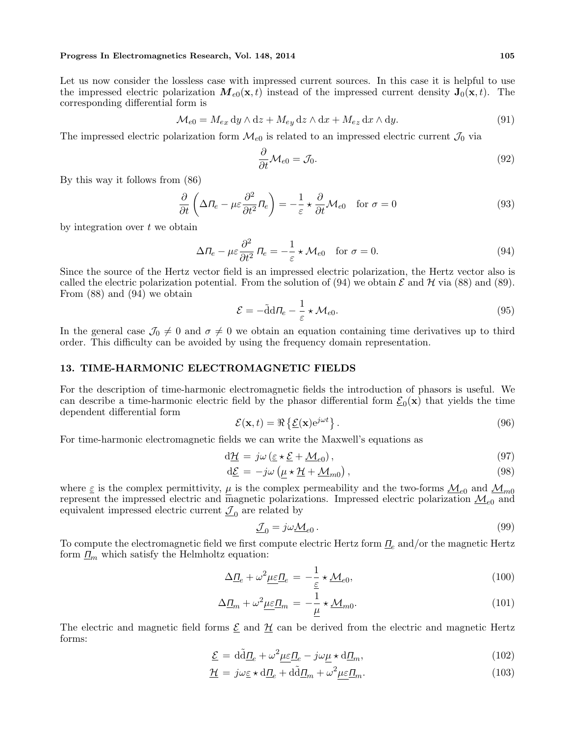Let us now consider the lossless case with impressed current sources. In this case it is helpful to use the impressed electric polarization $\boldsymbol{M}_{e0}(\mathbf{x}, t)$ instead of the impressed current density $\mathbf{J}_0(\mathbf{x}, t)$. The corresponding differential form is

$$\mathcal{M}_{e0} = M_{ex}\,\mathrm{d}y \wedge \mathrm{d}z + M_{ey}\,\mathrm{d}z \wedge \mathrm{d}x + M_{ez}\,\mathrm{d}x \wedge \mathrm{d}y. \tag{91}$$

The impressed electric polarization form $\mathcal{M}_{e0}$ is related to an impressed electric current $\mathcal{J}_0$ via

$$\frac{\partial}{\partial t}\mathcal{M}_{e0} = \mathcal{J}_0. \tag{92}$$

By this way it follows from (86)

$$\frac{\partial}{\partial t}\left(\Delta\mathit{\Pi}_e - \mu\varepsilon\frac{\partial^2}{\partial t^2}\mathit{\Pi}_e\right) = -\frac{1}{\varepsilon}\star\frac{\partial}{\partial t}\mathcal{M}_{e0} \quad \text{for } \sigma = 0 \tag{93}$$

by integration over $t$ we obtain

$$\Delta\mathit{\Pi}_e - \mu\varepsilon\frac{\partial^2}{\partial t^2}\,\mathit{\Pi}_e = -\frac{1}{\varepsilon}\star\mathcal{M}_{e0} \quad \text{for } \sigma = 0. \tag{94}$$

Since the source of the Hertz vector field is an impressed electric polarization, the Hertz vector also is called the electric polarization potential. From the solution of (94) we obtain $\mathcal{E}$ and $\mathcal{H}$ via (88) and (89). From (88) and (94) we obtain

$$\mathcal{E} = -\tilde{\mathrm{d}}\mathrm{d}\mathit{\Pi}_e - \frac{1}{\varepsilon}\star\mathcal{M}_{e0}. \tag{95}$$

In the general case $\mathcal{J}_0 \neq 0$ and $\sigma \neq 0$ we obtain an equation containing time derivatives up to third order. This difficulty can be avoided by using the frequency domain representation.

## 13. TIME-HARMONIC ELECTROMAGNETIC FIELDS

For the description of time-harmonic electromagnetic fields the introduction of phasors is useful. We can describe a time-harmonic electric field by the phasor differential form $\underline{\mathcal{E}}_0(\mathbf{x})$ that yields the time dependent differential form

$$\mathcal{E}(\mathbf{x}, t) = \Re\left\{\underline{\mathcal{E}}(\mathbf{x})\mathrm{e}^{j\omega t}\right\}. \tag{96}$$

For time-harmonic electromagnetic fields we can write the Maxwell's equations as

$$\mathrm{d}\underline{\mathcal{H}} = j\omega\left(\underline{\varepsilon}\star\underline{\mathcal{E}} + \underline{\mathcal{M}}_{e0}\right), \tag{97}$$

$$\mathrm{d}\underline{\mathcal{E}} = -j\omega\left(\underline{\mu}\star\underline{\mathcal{H}} + \underline{\mathcal{M}}_{m0}\right), \tag{98}$$

where $\underline{\varepsilon}$ is the complex permittivity, $\underline{\mu}$ is the complex permeability and the two-forms $\underline{\mathcal{M}}_{e0}$ and $\underline{\mathcal{M}}_{m0}$ represent the impressed electric and magnetic polarizations. Impressed electric polarization $\underline{\mathcal{M}}_{e0}$ and equivalent impressed electric current $\underline{\mathcal{J}}_0$ are related by

$$\underline{\mathcal{J}}_0 = j\omega\underline{\mathcal{M}}_{e0}\,. \tag{99}$$

To compute the electromagnetic field we first compute electric Hertz form $\underline{\mathit{\Pi}}_e$ and/or the magnetic Hertz form $\underline{\mathit{\Pi}}_m$ which satisfy the Helmholtz equation:

$$\Delta\underline{\mathit{\Pi}}_e + \omega^2\underline{\mu\varepsilon}\underline{\mathit{\Pi}}_e = -\frac{1}{\underline{\varepsilon}}\star\underline{\mathcal{M}}_{e0}, \tag{100}$$

$$\Delta\underline{\mathit{\Pi}}_m + \omega^2\underline{\mu\varepsilon}\underline{\mathit{\Pi}}_m = -\frac{1}{\underline{\mu}}\star\underline{\mathcal{M}}_{m0}. \tag{101}$$

The electric and magnetic field forms $\underline{\mathcal{E}}$ and $\underline{\mathcal{H}}$ can be derived from the electric and magnetic Hertz forms:

$$\underline{\mathcal{E}} = \mathrm{d}\tilde{\mathrm{d}}\underline{\mathit{\Pi}}_e + \omega^2\underline{\mu\varepsilon}\underline{\mathit{\Pi}}_e - j\omega\underline{\mu}\star\mathrm{d}\underline{\mathit{\Pi}}_m, \tag{102}$$

$$\underline{\mathcal{H}} = j\omega\underline{\varepsilon}\star\mathrm{d}\underline{\mathit{\Pi}}_e + \mathrm{d}\tilde{\mathrm{d}}\underline{\mathit{\Pi}}_m + \omega^2\underline{\mu\varepsilon}\underline{\mathit{\Pi}}_m. \tag{103}$$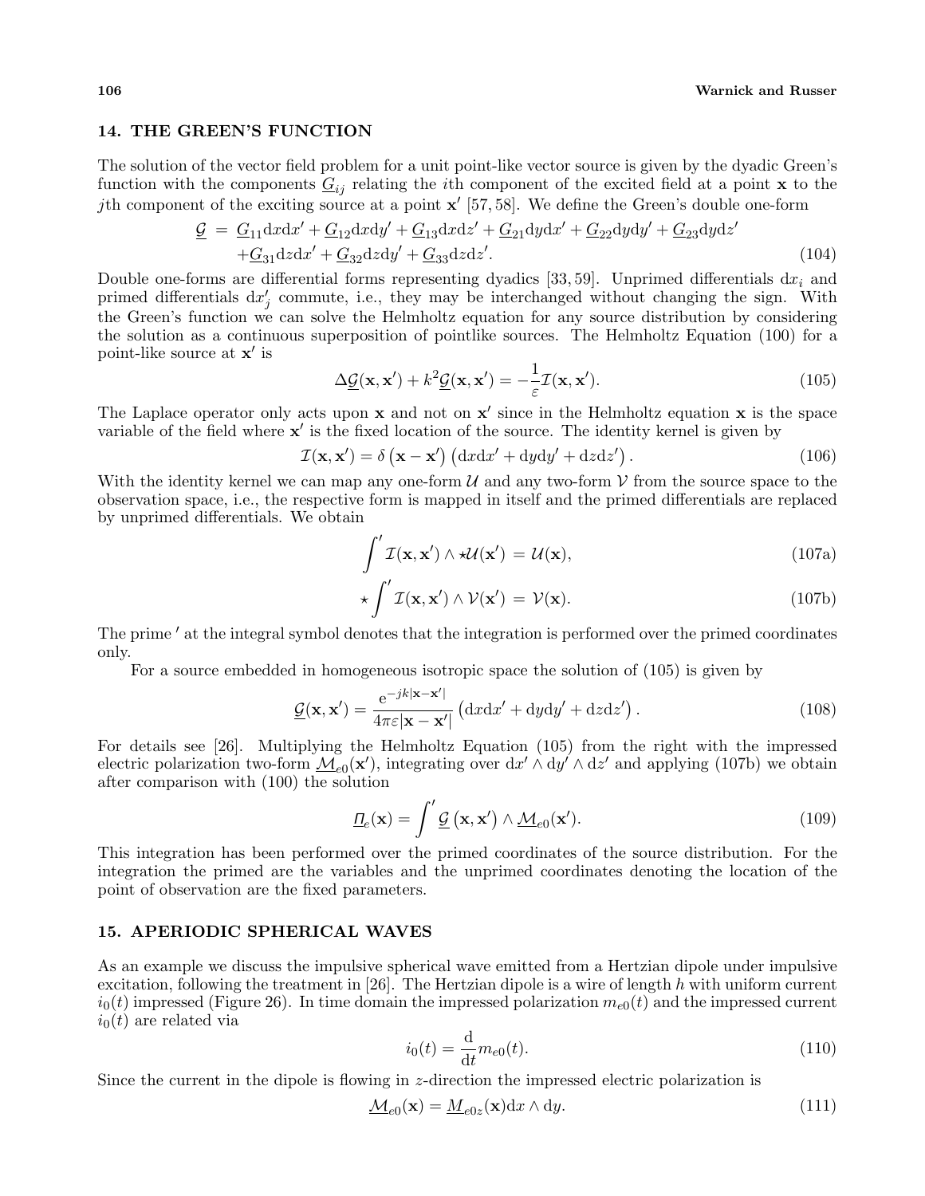## 14. THE GREEN'S FUNCTION

The solution of the vector field problem for a unit point-like vector source is given by the dyadic Green's function with the components $\underline{G}_{ij}$ relating the $i$th component of the excited field at a point $\mathbf{x}$ to the $j$th component of the exciting source at a point $\mathbf{x}'$ [57, 58]. We define the Green's double one-form

$$
\begin{aligned}
\underline{\mathcal{G}} \;=\; & \underline{G}_{11}\mathrm{d}x\mathrm{d}x' + \underline{G}_{12}\mathrm{d}x\mathrm{d}y' + \underline{G}_{13}\mathrm{d}x\mathrm{d}z' + \underline{G}_{21}\mathrm{d}y\mathrm{d}x' + \underline{G}_{22}\mathrm{d}y\mathrm{d}y' + \underline{G}_{23}\mathrm{d}y\mathrm{d}z' \\
& + \underline{G}_{31}\mathrm{d}z\mathrm{d}x' + \underline{G}_{32}\mathrm{d}z\mathrm{d}y' + \underline{G}_{33}\mathrm{d}z\mathrm{d}z'. \qquad (104)
\end{aligned}
$$

Double one-forms are differential forms representing dyadics [33, 59]. Unprimed differentials $\mathrm{d}x_i$ and primed differentials $\mathrm{d}x'_j$ commute, i.e., they may be interchanged without changing the sign. With the Green's function we can solve the Helmholtz equation for any source distribution by considering the solution as a continuous superposition of pointlike sources. The Helmholtz Equation (100) for a point-like source at $\mathbf{x}'$ is

$$
\Delta\underline{\mathcal{G}}(\mathbf{x}, \mathbf{x}') + k^2\underline{\mathcal{G}}(\mathbf{x}, \mathbf{x}') = -\frac{1}{\varepsilon}\mathcal{I}(\mathbf{x}, \mathbf{x}'). \qquad (105)
$$

The Laplace operator only acts upon $\mathbf{x}$ and not on $\mathbf{x}'$ since in the Helmholtz equation $\mathbf{x}$ is the space variable of the field where $\mathbf{x}'$ is the fixed location of the source. The identity kernel is given by

$$
\mathcal{I}(\mathbf{x}, \mathbf{x}') = \delta\left(\mathbf{x} - \mathbf{x}'\right)\left(\mathrm{d}x\mathrm{d}x' + \mathrm{d}y\mathrm{d}y' + \mathrm{d}z\mathrm{d}z'\right). \qquad (106)
$$

With the identity kernel we can map any one-form $\mathcal{U}$ and any two-form $\mathcal{V}$ from the source space to the observation space, i.e., the respective form is mapped in itself and the primed differentials are replaced by unprimed differentials. We obtain

$$
\int' \mathcal{I}(\mathbf{x}, \mathbf{x}') \wedge \star\mathcal{U}(\mathbf{x}') \;=\; \mathcal{U}(\mathbf{x}), \qquad (107\text{a})
$$

$$
\star\int' \mathcal{I}(\mathbf{x}, \mathbf{x}') \wedge \mathcal{V}(\mathbf{x}') \;=\; \mathcal{V}(\mathbf{x}). \qquad (107\text{b})
$$

The prime $'$ at the integral symbol denotes that the integration is performed over the primed coordinates only.

For a source embedded in homogeneous isotropic space the solution of (105) is given by

$$
\underline{\mathcal{G}}(\mathbf{x}, \mathbf{x}') = \frac{\mathrm{e}^{-jk|\mathbf{x}-\mathbf{x}'|}}{4\pi\varepsilon|\mathbf{x} - \mathbf{x}'|}\left(\mathrm{d}x\mathrm{d}x' + \mathrm{d}y\mathrm{d}y' + \mathrm{d}z\mathrm{d}z'\right). \qquad (108)
$$

For details see [26]. Multiplying the Helmholtz Equation (105) from the right with the impressed electric polarization two-form $\underline{\mathcal{M}}_{e0}(\mathbf{x}')$, integrating over $\mathrm{d}x' \wedge \mathrm{d}y' \wedge \mathrm{d}z'$ and applying (107b) we obtain after comparison with (100) the solution

$$
\underline{\Pi}_e(\mathbf{x}) = \int' \underline{\mathcal{G}}\left(\mathbf{x}, \mathbf{x}'\right) \wedge \underline{\mathcal{M}}_{e0}(\mathbf{x}'). \qquad (109)
$$

This integration has been performed over the primed coordinates of the source distribution. For the integration the primed are the variables and the unprimed coordinates denoting the location of the point of observation are the fixed parameters.

## 15. APERIODIC SPHERICAL WAVES

As an example we discuss the impulsive spherical wave emitted from a Hertzian dipole under impulsive excitation, following the treatment in [26]. The Hertzian dipole is a wire of length $h$ with uniform current $i_0(t)$ impressed (Figure 26). In time domain the impressed polarization $m_{e0}(t)$ and the impressed current $i_0(t)$ are related via

$$
i_0(t) = \frac{\mathrm{d}}{\mathrm{d}t}m_{e0}(t). \qquad (110)
$$

Since the current in the dipole is flowing in $z$-direction the impressed electric polarization is

$$
\underline{\mathcal{M}}_{e0}(\mathbf{x}) = \underline{M}_{e0z}(\mathbf{x})\mathrm{d}x \wedge \mathrm{d}y. \qquad (111)
$$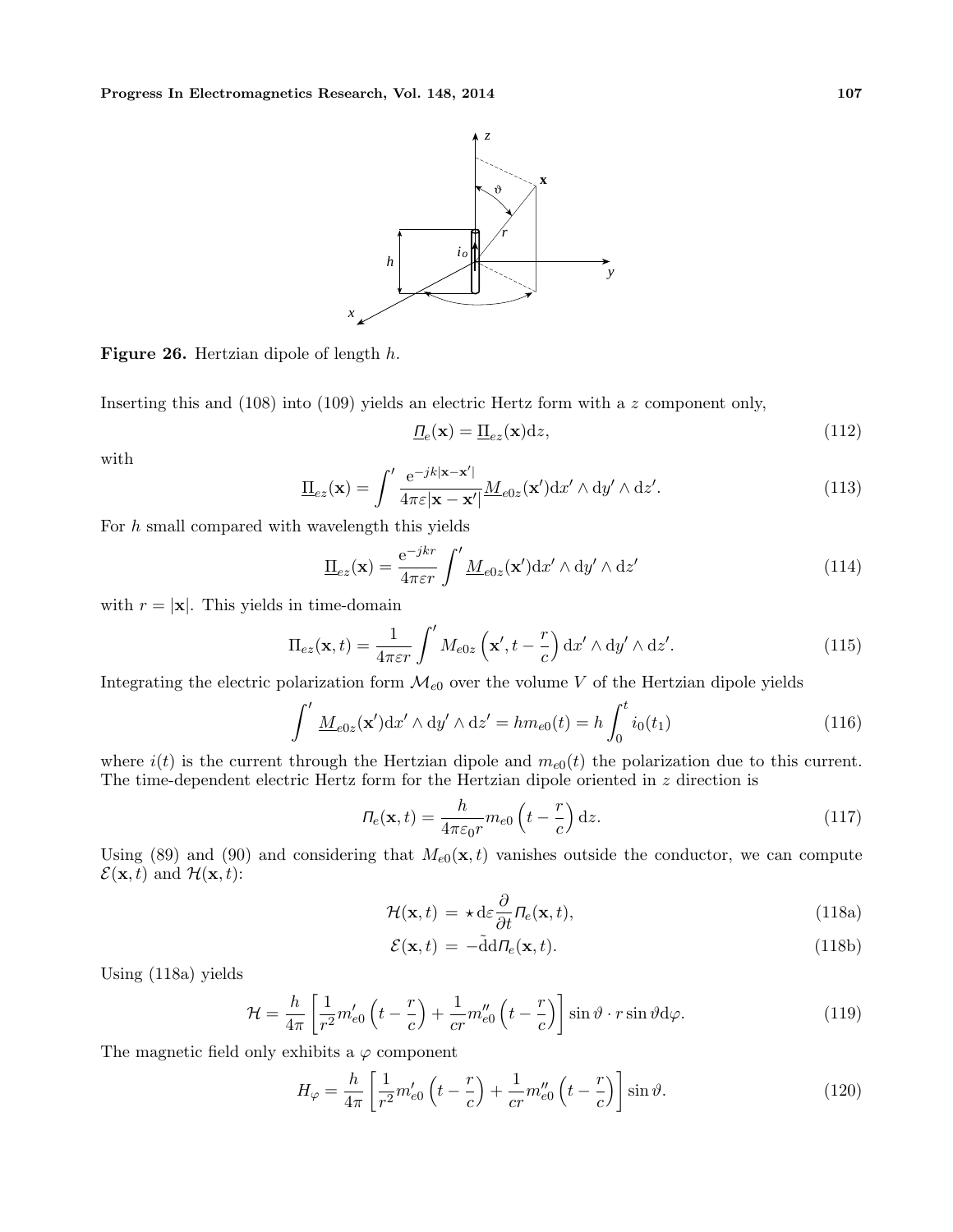**Figure 26.** Hertzian dipole of length $h$.

Inserting this and (108) into (109) yields an electric Hertz form with a $z$ component only,

$$\underline{\Pi}_e(\mathbf{x}) = \underline{\Pi}_{ez}(\mathbf{x})\mathrm{d}z, \tag{112}$$

with

$$\underline{\Pi}_{ez}(\mathbf{x}) = \int' \frac{\mathrm{e}^{-jk|\mathbf{x}-\mathbf{x}'|}}{4\pi\varepsilon|\mathbf{x}-\mathbf{x}'|}\underline{M}_{e0z}(\mathbf{x}')\mathrm{d}x' \wedge \mathrm{d}y' \wedge \mathrm{d}z'. \tag{113}$$

For $h$ small compared with wavelength this yields

$$\underline{\Pi}_{ez}(\mathbf{x}) = \frac{\mathrm{e}^{-jkr}}{4\pi\varepsilon r}\int' \underline{M}_{e0z}(\mathbf{x}')\mathrm{d}x' \wedge \mathrm{d}y' \wedge \mathrm{d}z' \tag{114}$$

with $r = |\mathbf{x}|$. This yields in time-domain

$$\Pi_{ez}(\mathbf{x}, t) = \frac{1}{4\pi\varepsilon r}\int' M_{e0z}\left(\mathbf{x}', t - \frac{r}{c}\right)\mathrm{d}x' \wedge \mathrm{d}y' \wedge \mathrm{d}z'. \tag{115}$$

Integrating the electric polarization form $\mathcal{M}_{e0}$ over the volume $V$ of the Hertzian dipole yields

$$\int' \underline{M}_{e0z}(\mathbf{x}')\mathrm{d}x' \wedge \mathrm{d}y' \wedge \mathrm{d}z' = hm_{e0}(t) = h\int_0^t i_0(t_1) \tag{116}$$

where $i(t)$ is the current through the Hertzian dipole and $m_{e0}(t)$ the polarization due to this current. The time-dependent electric Hertz form for the Hertzian dipole oriented in $z$ direction is

$$\Pi_e(\mathbf{x}, t) = \frac{h}{4\pi\varepsilon_0 r}m_{e0}\left(t - \frac{r}{c}\right)\mathrm{d}z. \tag{117}$$

Using (89) and (90) and considering that $M_{e0}(\mathbf{x}, t)$ vanishes outside the conductor, we can compute $\mathcal{E}(\mathbf{x}, t)$ and $\mathcal{H}(\mathbf{x}, t)$:

$$\mathcal{H}(\mathbf{x}, t) = \star\mathrm{d}\varepsilon\frac{\partial}{\partial t}\Pi_e(\mathbf{x}, t), \tag{118a}$$

$$\mathcal{E}(\mathbf{x}, t) = -\tilde{\mathrm{d}}\mathrm{d}\Pi_e(\mathbf{x}, t). \tag{118b}$$

Using (118a) yields

$$\mathcal{H} = \frac{h}{4\pi}\left[\frac{1}{r^2}m'_{e0}\left(t - \frac{r}{c}\right) + \frac{1}{cr}m''_{e0}\left(t - \frac{r}{c}\right)\right]\sin\vartheta \cdot r\sin\vartheta\mathrm{d}\varphi. \tag{119}$$

The magnetic field only exhibits a $\varphi$ component

$$H_\varphi = \frac{h}{4\pi}\left[\frac{1}{r^2}m'_{e0}\left(t - \frac{r}{c}\right) + \frac{1}{cr}m''_{e0}\left(t - \frac{r}{c}\right)\right]\sin\vartheta. \tag{120}$$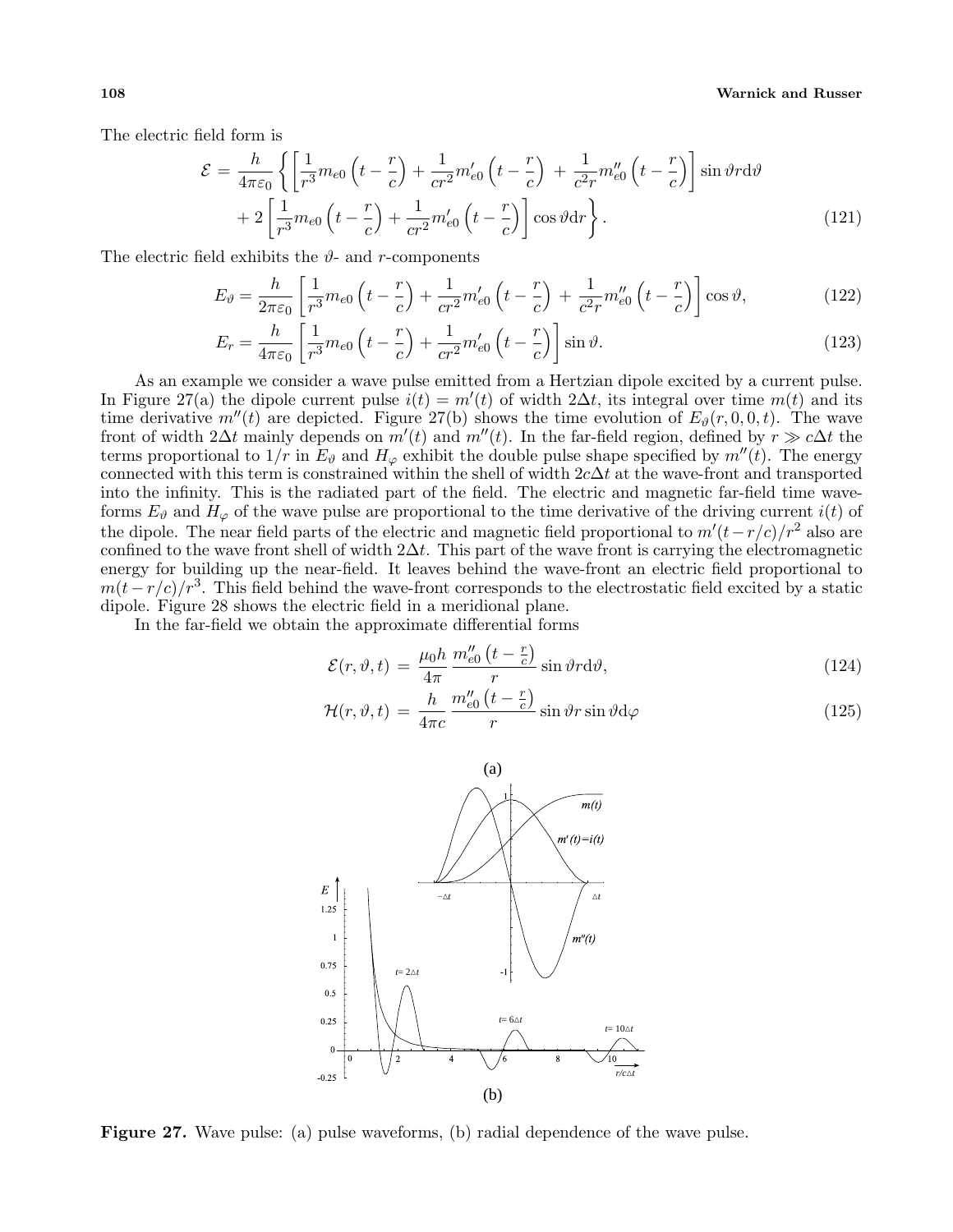The electric field form is

$$\mathcal{E} = \frac{h}{4\pi\varepsilon_0}\left\{\left[\frac{1}{r^3}m_{e0}\left(t-\frac{r}{c}\right)+\frac{1}{cr^2}m'_{e0}\left(t-\frac{r}{c}\right)+\frac{1}{c^2r}m''_{e0}\left(t-\frac{r}{c}\right)\right]\sin\vartheta r\mathrm{d}\vartheta \right.$$
$$\left. +\,2\left[\frac{1}{r^3}m_{e0}\left(t-\frac{r}{c}\right)+\frac{1}{cr^2}m'_{e0}\left(t-\frac{r}{c}\right)\right]\cos\vartheta\mathrm{d}r\right\}. \tag{121}$$

The electric field exhibits the $\vartheta$- and $r$-components

$$E_\vartheta = \frac{h}{2\pi\varepsilon_0}\left[\frac{1}{r^3}m_{e0}\left(t-\frac{r}{c}\right)+\frac{1}{cr^2}m'_{e0}\left(t-\frac{r}{c}\right)+\frac{1}{c^2r}m''_{e0}\left(t-\frac{r}{c}\right)\right]\cos\vartheta, \tag{122}$$

$$E_r = \frac{h}{4\pi\varepsilon_0}\left[\frac{1}{r^3}m_{e0}\left(t-\frac{r}{c}\right)+\frac{1}{cr^2}m'_{e0}\left(t-\frac{r}{c}\right)\right]\sin\vartheta. \tag{123}$$

As an example we consider a wave pulse emitted from a Hertzian dipole excited by a current pulse. In Figure 27(a) the dipole current pulse $i(t) = m'(t)$ of width $2\Delta t$, its integral over time $m(t)$ and its time derivative $m''(t)$ are depicted. Figure 27(b) shows the time evolution of $E_\vartheta(r, 0, 0, t)$. The wave front of width $2\Delta t$ mainly depends on $m'(t)$ and $m''(t)$. In the far-field region, defined by $r \gg c\Delta t$ the terms proportional to $1/r$ in $E_\vartheta$ and $H_\varphi$ exhibit the double pulse shape specified by $m''(t)$. The energy connected with this term is constrained within the shell of width $2c\Delta t$ at the wave-front and transported into the infinity. This is the radiated part of the field. The electric and magnetic far-field time waveforms $E_\vartheta$ and $H_\varphi$ of the wave pulse are proportional to the time derivative of the driving current $i(t)$ of the dipole. The near field parts of the electric and magnetic field proportional to $m'(t-r/c)/r^2$ also are confined to the wave front shell of width $2\Delta t$. This part of the wave front is carrying the electromagnetic energy for building up the near-field. It leaves behind the wave-front an electric field proportional to $m(t-r/c)/r^3$. This field behind the wave-front corresponds to the electrostatic field excited by a static dipole. Figure 28 shows the electric field in a meridional plane.

In the far-field we obtain the approximate differential forms

$$\mathcal{E}(r,\vartheta,t) = \frac{\mu_0 h}{4\pi}\frac{m''_{e0}\left(t-\frac{r}{c}\right)}{r}\sin\vartheta r\mathrm{d}\vartheta, \tag{124}$$

$$\mathcal{H}(r,\vartheta,t) = \frac{h}{4\pi c}\frac{m''_{e0}\left(t-\frac{r}{c}\right)}{r}\sin\vartheta r\sin\vartheta\mathrm{d}\varphi \tag{125}$$

**Figure 27.** Wave pulse: (a) pulse waveforms, (b) radial dependence of the wave pulse.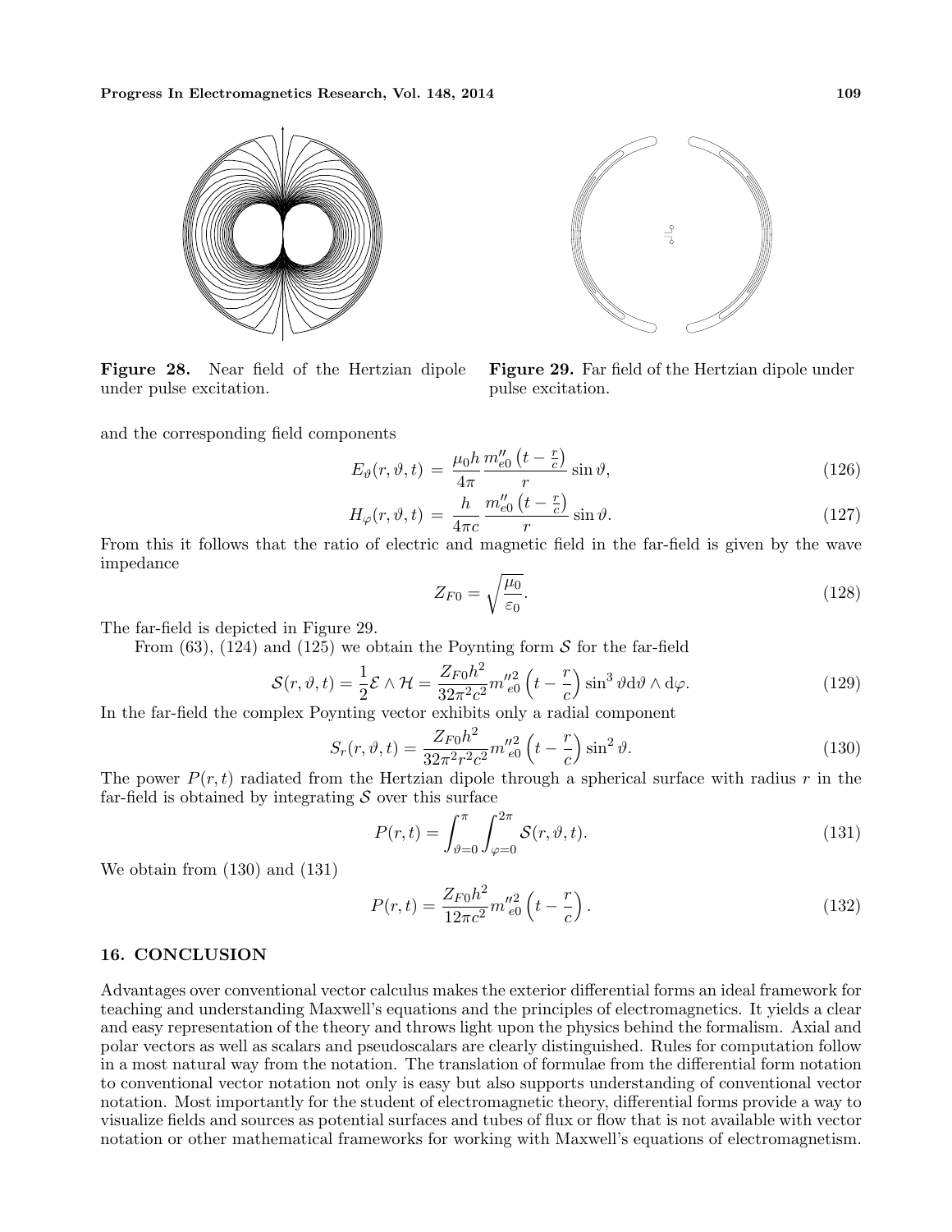**Figure 28.** Near field of the Hertzian dipole under pulse excitation.

**Figure 29.** Far field of the Hertzian dipole under pulse excitation.

and the corresponding field components

$$E_\vartheta(r,\vartheta,t) = \frac{\mu_0 h}{4\pi} \frac{m''_{e0}\left(t-\frac{r}{c}\right)}{r} \sin\vartheta, \tag{126}$$

$$H_\varphi(r,\vartheta,t) = \frac{h}{4\pi c} \frac{m''_{e0}\left(t-\frac{r}{c}\right)}{r} \sin\vartheta. \tag{127}$$

From this it follows that the ratio of electric and magnetic field in the far-field is given by the wave impedance

$$Z_{F0} = \sqrt{\frac{\mu_0}{\varepsilon_0}}. \tag{128}$$

The far-field is depicted in Figure 29.

From (63), (124) and (125) we obtain the Poynting form $\mathcal{S}$ for the far-field

$$\mathcal{S}(r,\vartheta,t) = \frac{1}{2}\mathcal{E} \wedge \mathcal{H} = \frac{Z_{F0}h^2}{32\pi^2 c^2} m''^2_{e0}\left(t-\frac{r}{c}\right)\sin^3\vartheta \mathrm{d}\vartheta \wedge \mathrm{d}\varphi. \tag{129}$$

In the far-field the complex Poynting vector exhibits only a radial component

$$S_r(r,\vartheta,t) = \frac{Z_{F0}h^2}{32\pi^2 r^2 c^2} m''^2_{e0}\left(t-\frac{r}{c}\right)\sin^2\vartheta. \tag{130}$$

The power $P(r,t)$ radiated from the Hertzian dipole through a spherical surface with radius $r$ in the far-field is obtained by integrating $\mathcal{S}$ over this surface

$$P(r,t) = \int_{\vartheta=0}^{\pi}\int_{\varphi=0}^{2\pi} \mathcal{S}(r,\vartheta,t). \tag{131}$$

We obtain from (130) and (131)

$$P(r,t) = \frac{Z_{F0}h^2}{12\pi c^2} m''^2_{e0}\left(t-\frac{r}{c}\right). \tag{132}$$

## 16. CONCLUSION

Advantages over conventional vector calculus makes the exterior differential forms an ideal framework for teaching and understanding Maxwell's equations and the principles of electromagnetics. It yields a clear and easy representation of the theory and throws light upon the physics behind the formalism. Axial and polar vectors as well as scalars and pseudoscalars are clearly distinguished. Rules for computation follow in a most natural way from the notation. The translation of formulae from the differential form notation to conventional vector notation not only is easy but also supports understanding of conventional vector notation. Most importantly for the student of electromagnetic theory, differential forms provide a way to visualize fields and sources as potential surfaces and tubes of flux or flow that is not available with vector notation or other mathematical frameworks for working with Maxwell's equations of electromagnetism.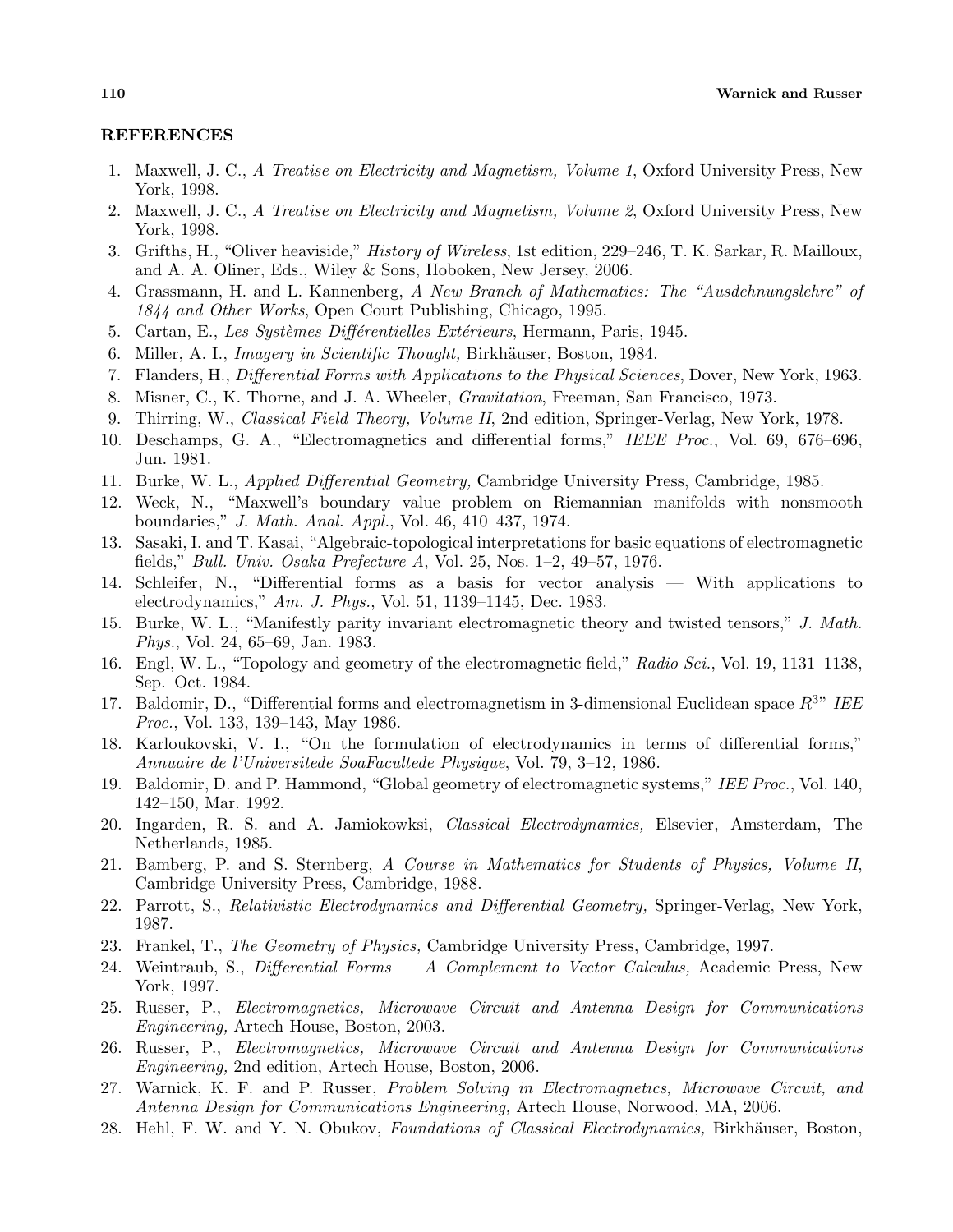## REFERENCES

1. Maxwell, J. C., *A Treatise on Electricity and Magnetism, Volume 1*, Oxford University Press, New York, 1998.
2. Maxwell, J. C., *A Treatise on Electricity and Magnetism, Volume 2*, Oxford University Press, New York, 1998.
3. Grifths, H., "Oliver heaviside," *History of Wireless*, 1st edition, 229–246, T. K. Sarkar, R. Mailloux, and A. A. Oliner, Eds., Wiley & Sons, Hoboken, New Jersey, 2006.
4. Grassmann, H. and L. Kannenberg, *A New Branch of Mathematics: The "Ausdehnungslehre" of 1844 and Other Works*, Open Court Publishing, Chicago, 1995.
5. Cartan, E., *Les Systèmes Différentielles Extérieurs*, Hermann, Paris, 1945.
6. Miller, A. I., *Imagery in Scientific Thought,* Birkhäuser, Boston, 1984.
7. Flanders, H., *Differential Forms with Applications to the Physical Sciences*, Dover, New York, 1963.
8. Misner, C., K. Thorne, and J. A. Wheeler, *Gravitation*, Freeman, San Francisco, 1973.
9. Thirring, W., *Classical Field Theory, Volume II*, 2nd edition, Springer-Verlag, New York, 1978.
10. Deschamps, G. A., "Electromagnetics and differential forms," *IEEE Proc.*, Vol. 69, 676–696, Jun. 1981.
11. Burke, W. L., *Applied Differential Geometry,* Cambridge University Press, Cambridge, 1985.
12. Weck, N., "Maxwell's boundary value problem on Riemannian manifolds with nonsmooth boundaries," *J. Math. Anal. Appl.*, Vol. 46, 410–437, 1974.
13. Sasaki, I. and T. Kasai, "Algebraic-topological interpretations for basic equations of electromagnetic fields," *Bull. Univ. Osaka Prefecture A*, Vol. 25, Nos. 1–2, 49–57, 1976.
14. Schleifer, N., "Differential forms as a basis for vector analysis — With applications to electrodynamics," *Am. J. Phys.*, Vol. 51, 1139–1145, Dec. 1983.
15. Burke, W. L., "Manifestly parity invariant electromagnetic theory and twisted tensors," *J. Math. Phys.*, Vol. 24, 65–69, Jan. 1983.
16. Engl, W. L., "Topology and geometry of the electromagnetic field," *Radio Sci.*, Vol. 19, 1131–1138, Sep.–Oct. 1984.
17. Baldomir, D., "Differential forms and electromagnetism in 3-dimensional Euclidean space $R^3$" *IEE Proc.*, Vol. 133, 139–143, May 1986.
18. Karloukovski, V. I., "On the formulation of electrodynamics in terms of differential forms," *Annuaire de l'Universitede SoaFacultede Physique*, Vol. 79, 3–12, 1986.
19. Baldomir, D. and P. Hammond, "Global geometry of electromagnetic systems," *IEE Proc.*, Vol. 140, 142–150, Mar. 1992.
20. Ingarden, R. S. and A. Jamiokowksi, *Classical Electrodynamics,* Elsevier, Amsterdam, The Netherlands, 1985.
21. Bamberg, P. and S. Sternberg, *A Course in Mathematics for Students of Physics, Volume II*, Cambridge University Press, Cambridge, 1988.
22. Parrott, S., *Relativistic Electrodynamics and Differential Geometry,* Springer-Verlag, New York, 1987.
23. Frankel, T., *The Geometry of Physics,* Cambridge University Press, Cambridge, 1997.
24. Weintraub, S., *Differential Forms — A Complement to Vector Calculus,* Academic Press, New York, 1997.
25. Russer, P., *Electromagnetics, Microwave Circuit and Antenna Design for Communications Engineering,* Artech House, Boston, 2003.
26. Russer, P., *Electromagnetics, Microwave Circuit and Antenna Design for Communications Engineering,* 2nd edition, Artech House, Boston, 2006.
27. Warnick, K. F. and P. Russer, *Problem Solving in Electromagnetics, Microwave Circuit, and Antenna Design for Communications Engineering,* Artech House, Norwood, MA, 2006.
28. Hehl, F. W. and Y. N. Obukov, *Foundations of Classical Electrodynamics,* Birkhäuser, Boston,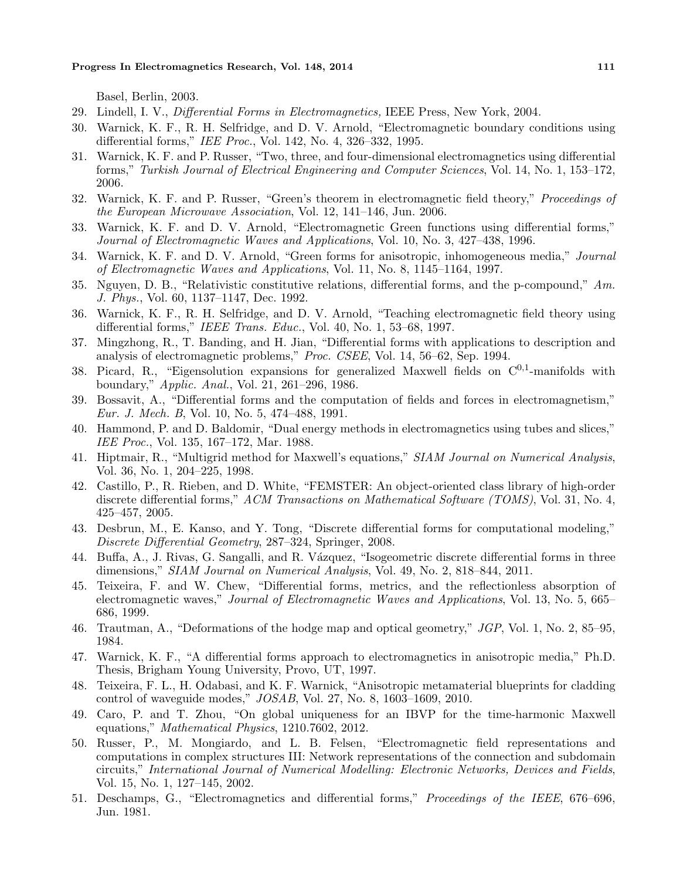Basel, Berlin, 2003.

29. Lindell, I. V., *Differential Forms in Electromagnetics,* IEEE Press, New York, 2004.
30. Warnick, K. F., R. H. Selfridge, and D. V. Arnold, "Electromagnetic boundary conditions using differential forms," *IEE Proc.*, Vol. 142, No. 4, 326–332, 1995.
31. Warnick, K. F. and P. Russer, "Two, three, and four-dimensional electromagnetics using differential forms," *Turkish Journal of Electrical Engineering and Computer Sciences*, Vol. 14, No. 1, 153–172, 2006.
32. Warnick, K. F. and P. Russer, "Green's theorem in electromagnetic field theory," *Proceedings of the European Microwave Association*, Vol. 12, 141–146, Jun. 2006.
33. Warnick, K. F. and D. V. Arnold, "Electromagnetic Green functions using differential forms," *Journal of Electromagnetic Waves and Applications*, Vol. 10, No. 3, 427–438, 1996.
34. Warnick, K. F. and D. V. Arnold, "Green forms for anisotropic, inhomogeneous media," *Journal of Electromagnetic Waves and Applications*, Vol. 11, No. 8, 1145–1164, 1997.
35. Nguyen, D. B., "Relativistic constitutive relations, differential forms, and the p-compound," *Am. J. Phys.*, Vol. 60, 1137–1147, Dec. 1992.
36. Warnick, K. F., R. H. Selfridge, and D. V. Arnold, "Teaching electromagnetic field theory using differential forms," *IEEE Trans. Educ.*, Vol. 40, No. 1, 53–68, 1997.
37. Mingzhong, R., T. Banding, and H. Jian, "Differential forms with applications to description and analysis of electromagnetic problems," *Proc. CSEE*, Vol. 14, 56–62, Sep. 1994.
38. Picard, R., "Eigensolution expansions for generalized Maxwell fields on $C^{0,1}$-manifolds with boundary," *Applic. Anal.*, Vol. 21, 261–296, 1986.
39. Bossavit, A., "Differential forms and the computation of fields and forces in electromagnetism," *Eur. J. Mech. B*, Vol. 10, No. 5, 474–488, 1991.
40. Hammond, P. and D. Baldomir, "Dual energy methods in electromagnetics using tubes and slices," *IEE Proc.*, Vol. 135, 167–172, Mar. 1988.
41. Hiptmair, R., "Multigrid method for Maxwell's equations," *SIAM Journal on Numerical Analysis*, Vol. 36, No. 1, 204–225, 1998.
42. Castillo, P., R. Rieben, and D. White, "FEMSTER: An object-oriented class library of high-order discrete differential forms," *ACM Transactions on Mathematical Software (TOMS)*, Vol. 31, No. 4, 425–457, 2005.
43. Desbrun, M., E. Kanso, and Y. Tong, "Discrete differential forms for computational modeling," *Discrete Differential Geometry*, 287–324, Springer, 2008.
44. Buffa, A., J. Rivas, G. Sangalli, and R. Vázquez, "Isogeometric discrete differential forms in three dimensions," *SIAM Journal on Numerical Analysis*, Vol. 49, No. 2, 818–844, 2011.
45. Teixeira, F. and W. Chew, "Differential forms, metrics, and the reflectionless absorption of electromagnetic waves," *Journal of Electromagnetic Waves and Applications*, Vol. 13, No. 5, 665–686, 1999.
46. Trautman, A., "Deformations of the hodge map and optical geometry," *JGP*, Vol. 1, No. 2, 85–95, 1984.
47. Warnick, K. F., "A differential forms approach to electromagnetics in anisotropic media," Ph.D. Thesis, Brigham Young University, Provo, UT, 1997.
48. Teixeira, F. L., H. Odabasi, and K. F. Warnick, "Anisotropic metamaterial blueprints for cladding control of waveguide modes," *JOSAB*, Vol. 27, No. 8, 1603–1609, 2010.
49. Caro, P. and T. Zhou, "On global uniqueness for an IBVP for the time-harmonic Maxwell equations," *Mathematical Physics*, 1210.7602, 2012.
50. Russer, P., M. Mongiardo, and L. B. Felsen, "Electromagnetic field representations and computations in complex structures III: Network representations of the connection and subdomain circuits," *International Journal of Numerical Modelling: Electronic Networks, Devices and Fields*, Vol. 15, No. 1, 127–145, 2002.
51. Deschamps, G., "Electromagnetics and differential forms," *Proceedings of the IEEE*, 676–696, Jun. 1981.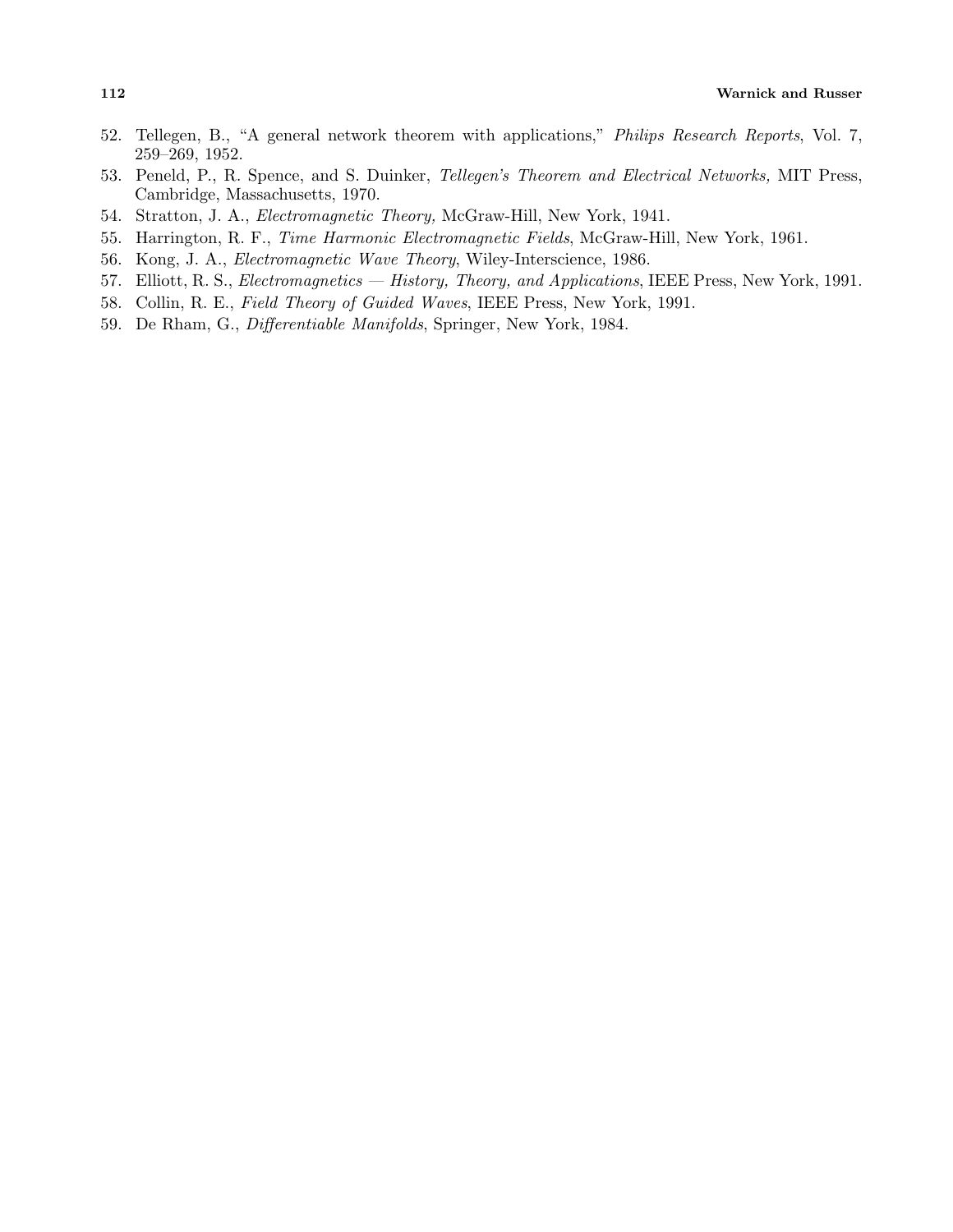52. Tellegen, B., "A general network theorem with applications," *Philips Research Reports*, Vol. 7, 259–269, 1952.
53. Peneld, P., R. Spence, and S. Duinker, *Tellegen's Theorem and Electrical Networks,* MIT Press, Cambridge, Massachusetts, 1970.
54. Stratton, J. A., *Electromagnetic Theory,* McGraw-Hill, New York, 1941.
55. Harrington, R. F., *Time Harmonic Electromagnetic Fields*, McGraw-Hill, New York, 1961.
56. Kong, J. A., *Electromagnetic Wave Theory*, Wiley-Interscience, 1986.
57. Elliott, R. S., *Electromagnetics — History, Theory, and Applications*, IEEE Press, New York, 1991.
58. Collin, R. E., *Field Theory of Guided Waves*, IEEE Press, New York, 1991.
59. De Rham, G., *Differentiable Manifolds*, Springer, New York, 1984.